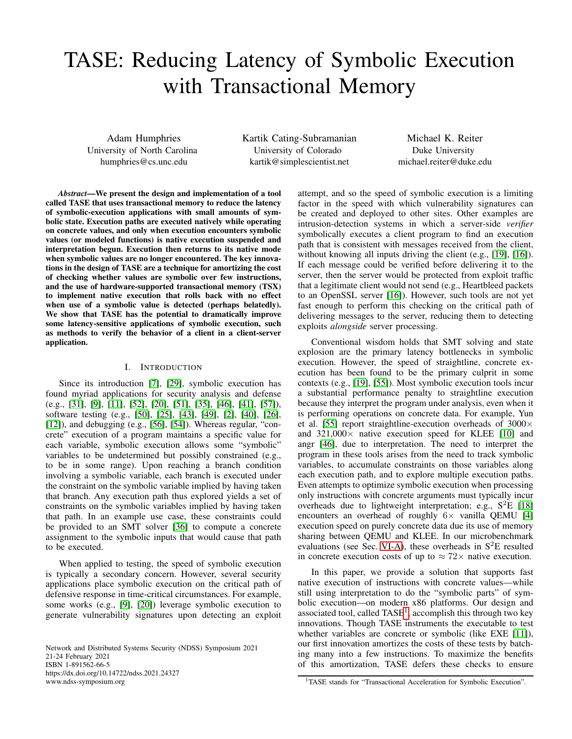# TASE: Reducing Latency of Symbolic Execution with Transactional Memory

Adam Humphries
University of North Carolina
humphries@cs.unc.edu

Kartik Cating-Subramanian
University of Colorado
kartik@simplescientist.net

Michael K. Reiter
Duke University
michael.reiter@duke.edu

***Abstract*—We present the design and implementation of a tool called TASE that uses transactional memory to reduce the latency of symbolic-execution applications with small amounts of symbolic state. Execution paths are executed natively while operating on concrete values, and only when execution encounters symbolic values (or modeled functions) is native execution suspended and interpretation begun. Execution then returns to its native mode when symbolic values are no longer encountered. The key innovations in the design of TASE are a technique for amortizing the cost of checking whether values are symbolic over few instructions, and the use of hardware-supported transactional memory (TSX) to implement native execution that rolls back with no effect when use of a symbolic value is detected (perhaps belatedly). We show that TASE has the potential to dramatically improve some latency-sensitive applications of symbolic execution, such as methods to verify the behavior of a client in a client-server application.**

## I. Introduction

Since its introduction [7], [29], symbolic execution has found myriad applications for security analysis and defense (e.g., [31], [9], [11], [52], [20], [51], [35], [46], [41], [57]), software testing (e.g., [50], [25], [43], [49], [2], [40], [26], [12]), and debugging (e.g., [56], [54]). Whereas regular, "concrete" execution of a program maintains a specific value for each variable, symbolic execution allows some "symbolic" variables to be undetermined but possibly constrained (e.g., to be in some range). Upon reaching a branch condition involving a symbolic variable, each branch is executed under the constraint on the symbolic variable implied by having taken that branch. Any execution path thus explored yields a set of constraints on the symbolic variables implied by having taken that path. In an example use case, these constraints could be provided to an SMT solver [36] to compute a concrete assignment to the symbolic inputs that would cause that path to be executed.

When applied to testing, the speed of symbolic execution is typically a secondary concern. However, several security applications place symbolic execution on the critical path of defensive response in time-critical circumstances. For example, some works (e.g., [9], [20]) leverage symbolic execution to generate vulnerability signatures upon detecting an exploit attempt, and so the speed of symbolic execution is a limiting factor in the speed with which vulnerability signatures can be created and deployed to other sites. Other examples are intrusion-detection systems in which a server-side *verifier* symbolically executes a client program to find an execution path that is consistent with messages received from the client, without knowing all inputs driving the client (e.g., [19], [16]). If each message could be verified before delivering it to the server, then the server would be protected from exploit traffic that a legitimate client would not send (e.g., Heartbleed packets to an OpenSSL server [16]). However, such tools are not yet fast enough to perform this checking on the critical path of delivering messages to the server, reducing them to detecting exploits *alongside* server processing.

Conventional wisdom holds that SMT solving and state explosion are the primary latency bottlenecks in symbolic execution. However, the speed of straightline, concrete execution has been found to be the primary culprit in some contexts (e.g., [19], [55]). Most symbolic execution tools incur a substantial performance penalty to straightline execution because they interpret the program under analysis, even when it is performing operations on concrete data. For example, Yun et al. [55] report straightline-execution overheads of 3000× and 321,000× native execution speed for KLEE [10] and angr [46], due to interpretation. The need to interpret the program in these tools arises from the need to track symbolic variables, to accumulate constraints on those variables along each execution path, and to explore multiple execution paths. Even attempts to optimize symbolic execution when processing only instructions with concrete arguments must typically incur overheads due to lightweight interpretation; e.g., S$^2$E [18] encounters an overhead of roughly 6× vanilla QEMU [4] execution speed on purely concrete data due its use of memory sharing between QEMU and KLEE. In our microbenchmark evaluations (see Sec. VI-A), these overheads in S$^2$E resulted in concrete execution costs of up to ≈ 72× native execution.

In this paper, we provide a solution that supports fast native execution of instructions with concrete values—while still using interpretation to do the "symbolic parts" of symbolic execution—on modern x86 platforms. Our design and associated tool, called TASE[1], accomplish this through two key innovations. Though TASE instruments the executable to test whether variables are concrete or symbolic (like EXE [11]), our first innovation amortizes the costs of these tests by batching many into a few instructions. To maximize the benefits of this amortization, TASE defers these checks to ensure

Network and Distributed Systems Security (NDSS) Symposium 2021
21-24 February 2021
ISBN 1-891562-66-5
https://dx.doi.org/10.14722/ndss.2021.24327
www.ndss-symposium.org

[1] TASE stands for "Transactional Acceleration for Symbolic Execution".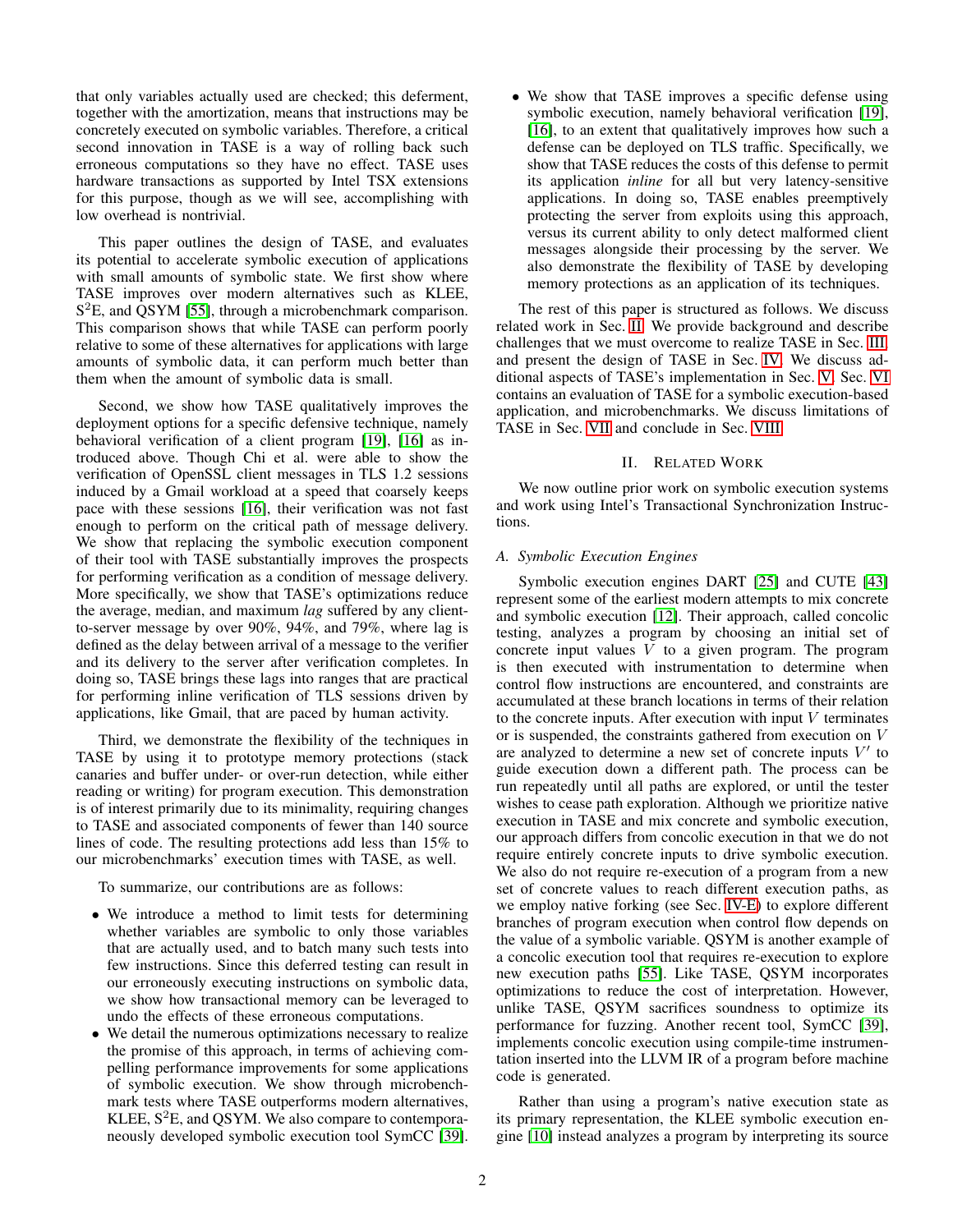that only variables actually used are checked; this deferment, together with the amortization, means that instructions may be concretely executed on symbolic variables. Therefore, a critical second innovation in TASE is a way of rolling back such erroneous computations so they have no effect. TASE uses hardware transactions as supported by Intel TSX extensions for this purpose, though as we will see, accomplishing with low overhead is nontrivial.

This paper outlines the design of TASE, and evaluates its potential to accelerate symbolic execution of applications with small amounts of symbolic state. We first show where TASE improves over modern alternatives such as KLEE, S$^2$E, and QSYM [55], through a microbenchmark comparison. This comparison shows that while TASE can perform poorly relative to some of these alternatives for applications with large amounts of symbolic data, it can perform much better than them when the amount of symbolic data is small.

Second, we show how TASE qualitatively improves the deployment options for a specific defensive technique, namely behavioral verification of a client program [19], [16] as introduced above. Though Chi et al. were able to show the verification of OpenSSL client messages in TLS 1.2 sessions induced by a Gmail workload at a speed that coarsely keeps pace with these sessions [16], their verification was not fast enough to perform on the critical path of message delivery. We show that replacing the symbolic execution component of their tool with TASE substantially improves the prospects for performing verification as a condition of message delivery. More specifically, we show that TASE's optimizations reduce the average, median, and maximum *lag* suffered by any client-to-server message by over 90%, 94%, and 79%, where lag is defined as the delay between arrival of a message to the verifier and its delivery to the server after verification completes. In doing so, TASE brings these lags into ranges that are practical for performing inline verification of TLS sessions driven by applications, like Gmail, that are paced by human activity.

Third, we demonstrate the flexibility of the techniques in TASE by using it to prototype memory protections (stack canaries and buffer under- or over-run detection, while either reading or writing) for program execution. This demonstration is of interest primarily due to its minimality, requiring changes to TASE and associated components of fewer than 140 source lines of code. The resulting protections add less than 15% to our microbenchmarks' execution times with TASE, as well.

To summarize, our contributions are as follows:

- We introduce a method to limit tests for determining whether variables are symbolic to only those variables that are actually used, and to batch many such tests into few instructions. Since this deferred testing can result in our erroneously executing instructions on symbolic data, we show how transactional memory can be leveraged to undo the effects of these erroneous computations.
- We detail the numerous optimizations necessary to realize the promise of this approach, in terms of achieving compelling performance improvements for some applications of symbolic execution. We show through microbenchmark tests where TASE outperforms modern alternatives, KLEE, S$^2$E, and QSYM. We also compare to contemporaneously developed symbolic execution tool SymCC [39].
- We show that TASE improves a specific defense using symbolic execution, namely behavioral verification [19], [16], to an extent that qualitatively improves how such a defense can be deployed on TLS traffic. Specifically, we show that TASE reduces the costs of this defense to permit its application *inline* for all but very latency-sensitive applications. In doing so, TASE enables preemptively protecting the server from exploits using this approach, versus its current ability to only detect malformed client messages alongside their processing by the server. We also demonstrate the flexibility of TASE by developing memory protections as an application of its techniques.

The rest of this paper is structured as follows. We discuss related work in Sec. II. We provide background and describe challenges that we must overcome to realize TASE in Sec. III, and present the design of TASE in Sec. IV. We discuss additional aspects of TASE's implementation in Sec. V. Sec. VI contains an evaluation of TASE for a symbolic execution-based application, and microbenchmarks. We discuss limitations of TASE in Sec. VII and conclude in Sec. VIII.

## II. Related Work

We now outline prior work on symbolic execution systems and work using Intel's Transactional Synchronization Instructions.

### A. Symbolic Execution Engines

Symbolic execution engines DART [25] and CUTE [43] represent some of the earliest modern attempts to mix concrete and symbolic execution [12]. Their approach, called concolic testing, analyzes a program by choosing an initial set of concrete input values $V$ to a given program. The program is then executed with instrumentation to determine when control flow instructions are encountered, and constraints are accumulated at these branch locations in terms of their relation to the concrete inputs. After execution with input $V$ terminates or is suspended, the constraints gathered from execution on $V$ are analyzed to determine a new set of concrete inputs $V'$ to guide execution down a different path. The process can be run repeatedly until all paths are explored, or until the tester wishes to cease path exploration. Although we prioritize native execution in TASE and mix concrete and symbolic execution, our approach differs from concolic execution in that we do not require entirely concrete inputs to drive symbolic execution. We also do not require re-execution of a program from a new set of concrete values to reach different execution paths, as we employ native forking (see Sec. IV-E) to explore different branches of program execution when control flow depends on the value of a symbolic variable. QSYM is another example of a concolic execution tool that requires re-execution to explore new execution paths [55]. Like TASE, QSYM incorporates optimizations to reduce the cost of interpretation. However, unlike TASE, QSYM sacrifices soundness to optimize its performance for fuzzing. Another recent tool, SymCC [39], implements concolic execution using compile-time instrumentation inserted into the LLVM IR of a program before machine code is generated.

Rather than using a program's native execution state as its primary representation, the KLEE symbolic execution engine [10] instead analyzes a program by interpreting its source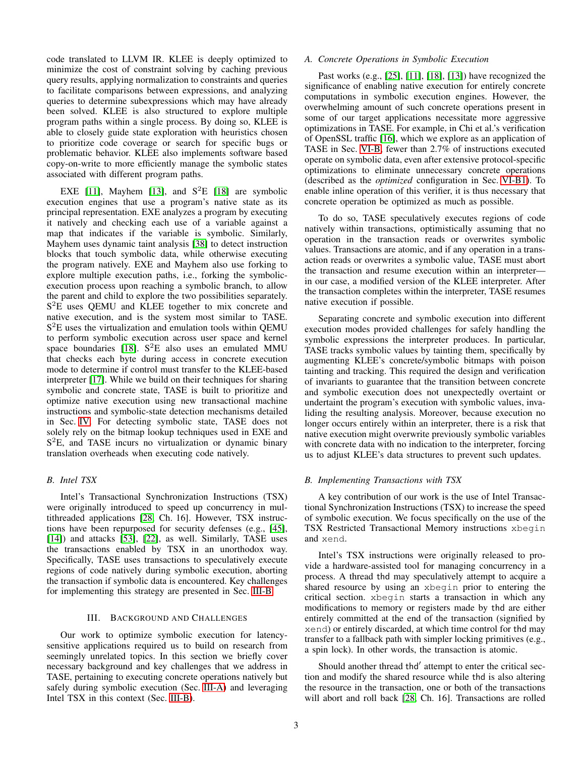code translated to LLVM IR. KLEE is deeply optimized to minimize the cost of constraint solving by caching previous query results, applying normalization to constraints and queries to facilitate comparisons between expressions, and analyzing queries to determine subexpressions which may have already been solved. KLEE is also structured to explore multiple program paths within a single process. By doing so, KLEE is able to closely guide state exploration with heuristics chosen to prioritize code coverage or search for specific bugs or problematic behavior. KLEE also implements software based copy-on-write to more efficiently manage the symbolic states associated with different program paths.

EXE [11], Mayhem [13], and $S^2E$ [18] are symbolic execution engines that use a program's native state as its principal representation. EXE analyzes a program by executing it natively and checking each use of a variable against a map that indicates if the variable is symbolic. Similarly, Mayhem uses dynamic taint analysis [38] to detect instruction blocks that touch symbolic data, while otherwise executing the program natively. EXE and Mayhem also use forking to explore multiple execution paths, i.e., forking the symbolic-execution process upon reaching a symbolic branch, to allow the parent and child to explore the two possibilities separately. $S^2E$ uses QEMU and KLEE together to mix concrete and native execution, and is the system most similar to TASE. $S^2E$ uses the virtualization and emulation tools within QEMU to perform symbolic execution across user space and kernel space boundaries [18]. $S^2E$ also uses an emulated MMU that checks each byte during access in concrete execution mode to determine if control must transfer to the KLEE-based interpreter [17]. While we build on their techniques for sharing symbolic and concrete state, TASE is built to prioritize and optimize native execution using new transactional machine instructions and symbolic-state detection mechanisms detailed in Sec. IV. For detecting symbolic state, TASE does not solely rely on the bitmap lookup techniques used in EXE and $S^2E$, and TASE incurs no virtualization or dynamic binary translation overheads when executing code natively.

### B. Intel TSX

Intel's Transactional Synchronization Instructions (TSX) were originally introduced to speed up concurrency in multithreaded applications [28, Ch. 16]. However, TSX instructions have been repurposed for security defenses (e.g., [45], [14]) and attacks [53], [22], as well. Similarly, TASE uses the transactions enabled by TSX in an unorthodox way. Specifically, TASE uses transactions to speculatively execute regions of code natively during symbolic execution, aborting the transaction if symbolic data is encountered. Key challenges for implementing this strategy are presented in Sec. III-B.

## III. Background and Challenges

Our work to optimize symbolic execution for latency-sensitive applications required us to build on research from seemingly unrelated topics. In this section we briefly cover necessary background and key challenges that we address in TASE, pertaining to executing concrete operations natively but safely during symbolic execution (Sec. III-A) and leveraging Intel TSX in this context (Sec. III-B).

### A. Concrete Operations in Symbolic Execution

Past works (e.g., [25], [11], [18], [13]) have recognized the significance of enabling native execution for entirely concrete computations in symbolic execution engines. However, the overwhelming amount of such concrete operations present in some of our target applications necessitate more aggressive optimizations in TASE. For example, in Chi et al.'s verification of OpenSSL traffic [16], which we explore as an application of TASE in Sec. VI-B, fewer than 2.7% of instructions executed operate on symbolic data, even after extensive protocol-specific optimizations to eliminate unnecessary concrete operations (described as the *optimized* configuration in Sec. VI-B1). To enable inline operation of this verifier, it is thus necessary that concrete operation be optimized as much as possible.

To do so, TASE speculatively executes regions of code natively within transactions, optimistically assuming that no operation in the transaction reads or overwrites symbolic values. Transactions are atomic, and if any operation in a transaction reads or overwrites a symbolic value, TASE must abort the transaction and resume execution within an interpreter—in our case, a modified version of the KLEE interpreter. After the transaction completes within the interpreter, TASE resumes native execution if possible.

Separating concrete and symbolic execution into different execution modes provided challenges for safely handling the symbolic expressions the interpreter produces. In particular, TASE tracks symbolic values by tainting them, specifically by augmenting KLEE's concrete/symbolic bitmaps with poison tainting and tracking. This required the design and verification of invariants to guarantee that the transition between concrete and symbolic execution does not unexpectedly overtaint or undertaint the program's execution with symbolic values, invaliding the resulting analysis. Moreover, because execution no longer occurs entirely within an interpreter, there is a risk that native execution might overwrite previously symbolic variables with concrete data with no indication to the interpreter, forcing us to adjust KLEE's data structures to prevent such updates.

### B. Implementing Transactions with TSX

A key contribution of our work is the use of Intel Transactional Synchronization Instructions (TSX) to increase the speed of symbolic execution. We focus specifically on the use of the TSX Restricted Transactional Memory instructions `xbegin` and `xend`.

Intel's TSX instructions were originally released to provide a hardware-assisted tool for managing concurrency in a process. A thread thd may speculatively attempt to acquire a shared resource by using an `xbegin` prior to entering the critical section. `xbegin` starts a transaction in which any modifications to memory or registers made by thd are either entirely committed at the end of the transaction (signified by `xend`) or entirely discarded, at which time control for thd may transfer to a fallback path with simpler locking primitives (e.g., a spin lock). In other words, the transaction is atomic.

Should another thread thd′ attempt to enter the critical section and modify the shared resource while thd is also altering the resource in the transaction, one or both of the transactions will abort and roll back [28, Ch. 16]. Transactions are rolled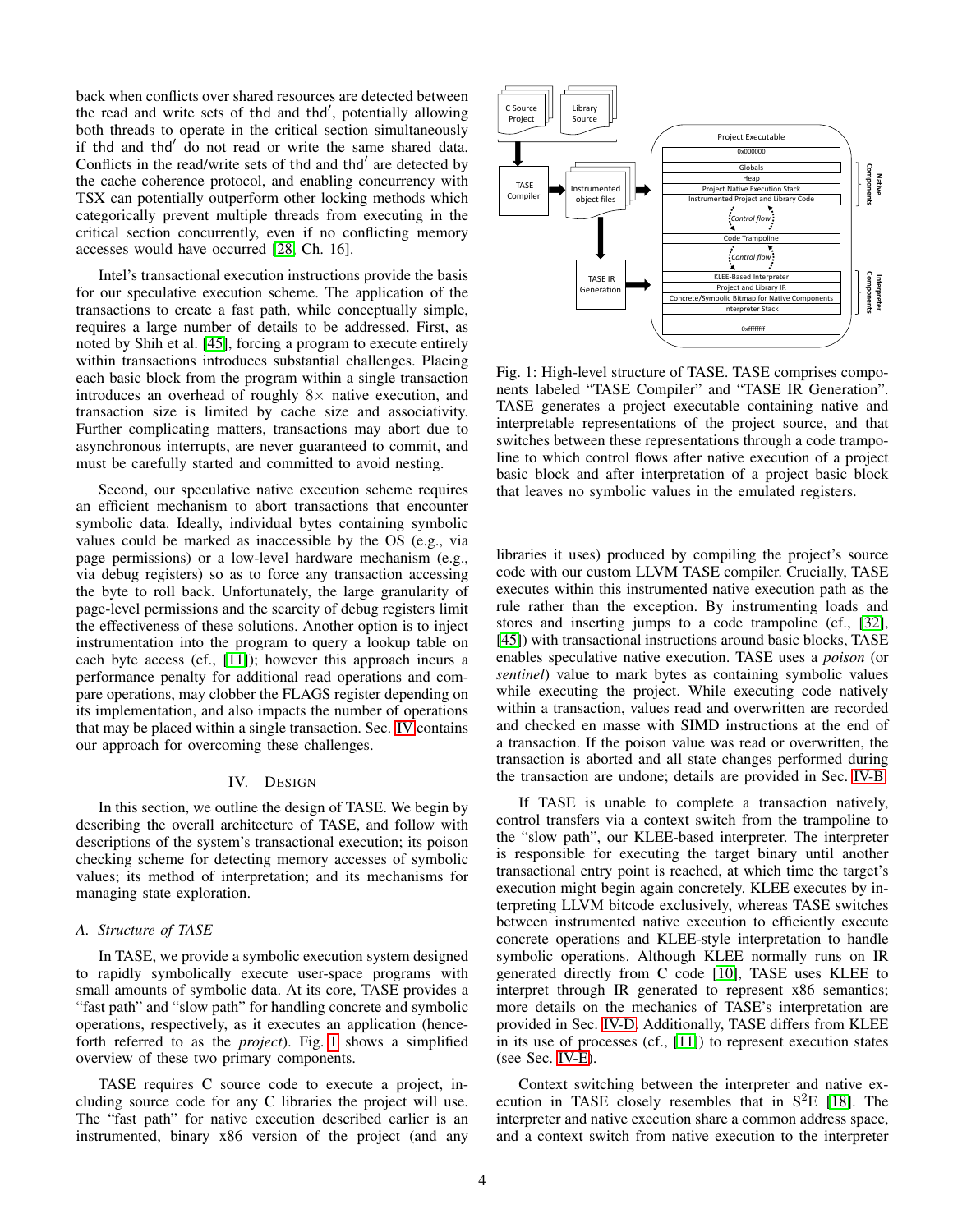back when conflicts over shared resources are detected between the read and write sets of thd and thd′, potentially allowing both threads to operate in the critical section simultaneously if thd and thd′ do not read or write the same shared data. Conflicts in the read/write sets of thd and thd′ are detected by the cache coherence protocol, and enabling concurrency with TSX can potentially outperform other locking methods which categorically prevent multiple threads from executing in the critical section concurrently, even if no conflicting memory accesses would have occurred [28, Ch. 16].

Intel's transactional execution instructions provide the basis for our speculative execution scheme. The application of the transactions to create a fast path, while conceptually simple, requires a large number of details to be addressed. First, as noted by Shih et al. [45], forcing a program to execute entirely within transactions introduces substantial challenges. Placing each basic block from the program within a single transaction introduces an overhead of roughly 8× native execution, and transaction size is limited by cache size and associativity. Further complicating matters, transactions may abort due to asynchronous interrupts, are never guaranteed to commit, and must be carefully started and committed to avoid nesting.

Second, our speculative native execution scheme requires an efficient mechanism to abort transactions that encounter symbolic data. Ideally, individual bytes containing symbolic values could be marked as inaccessible by the OS (e.g., via page permissions) or a low-level hardware mechanism (e.g., via debug registers) so as to force any transaction accessing the byte to roll back. Unfortunately, the large granularity of page-level permissions and the scarcity of debug registers limit the effectiveness of these solutions. Another option is to inject instrumentation into the program to query a lookup table on each byte access (cf., [11]); however this approach incurs a performance penalty for additional read operations and compare operations, may clobber the FLAGS register depending on its implementation, and also impacts the number of operations that may be placed within a single transaction. Sec. IV contains our approach for overcoming these challenges.

## IV. Design

In this section, we outline the design of TASE. We begin by describing the overall architecture of TASE, and follow with descriptions of the system's transactional execution; its poison checking scheme for detecting memory accesses of symbolic values; its method of interpretation; and its mechanisms for managing state exploration.

### A. Structure of TASE

In TASE, we provide a symbolic execution system designed to rapidly symbolically execute user-space programs with small amounts of symbolic data. At its core, TASE provides a "fast path" and "slow path" for handling concrete and symbolic operations, respectively, as it executes an application (henceforth referred to as the *project*). Fig. 1 shows a simplified overview of these two primary components.

TASE requires C source code to execute a project, including source code for any C libraries the project will use. The "fast path" for native execution described earlier is an instrumented, binary x86 version of the project (and any libraries it uses) produced by compiling the project's source code with our custom LLVM TASE compiler. Crucially, TASE executes within this instrumented native execution path as the rule rather than the exception. By instrumenting loads and stores and inserting jumps to a code trampoline (cf., [32], [45]) with transactional instructions around basic blocks, TASE enables speculative native execution. TASE uses a *poison* (or *sentinel*) value to mark bytes as containing symbolic values while executing the project. While executing code natively within a transaction, values read and overwritten are recorded and checked en masse with SIMD instructions at the end of a transaction. If the poison value was read or overwritten, the transaction is aborted and all state changes performed during the transaction are undone; details are provided in Sec. IV-B.

Fig. 1: High-level structure of TASE. TASE comprises components labeled "TASE Compiler" and "TASE IR Generation". TASE generates a project executable containing native and interpretable representations of the project source, and that switches between these representations through a code trampoline to which control flows after native execution of a project basic block and after interpretation of a project basic block that leaves no symbolic values in the emulated registers.

If TASE is unable to complete a transaction natively, control transfers via a context switch from the trampoline to the "slow path", our KLEE-based interpreter. The interpreter is responsible for executing the target binary until another transactional entry point is reached, at which time the target's execution might begin again concretely. KLEE executes by interpreting LLVM bitcode exclusively, whereas TASE switches between instrumented native execution to efficiently execute concrete operations and KLEE-style interpretation to handle symbolic operations. Although KLEE normally runs on IR generated directly from C code [10], TASE uses KLEE to interpret through IR generated to represent x86 semantics; more details on the mechanics of TASE's interpretation are provided in Sec. IV-D. Additionally, TASE differs from KLEE in its use of processes (cf., [11]) to represent execution states (see Sec. IV-E).

Context switching between the interpreter and native execution in TASE closely resembles that in S$^2$E [18]. The interpreter and native execution share a common address space, and a context switch from native execution to the interpreter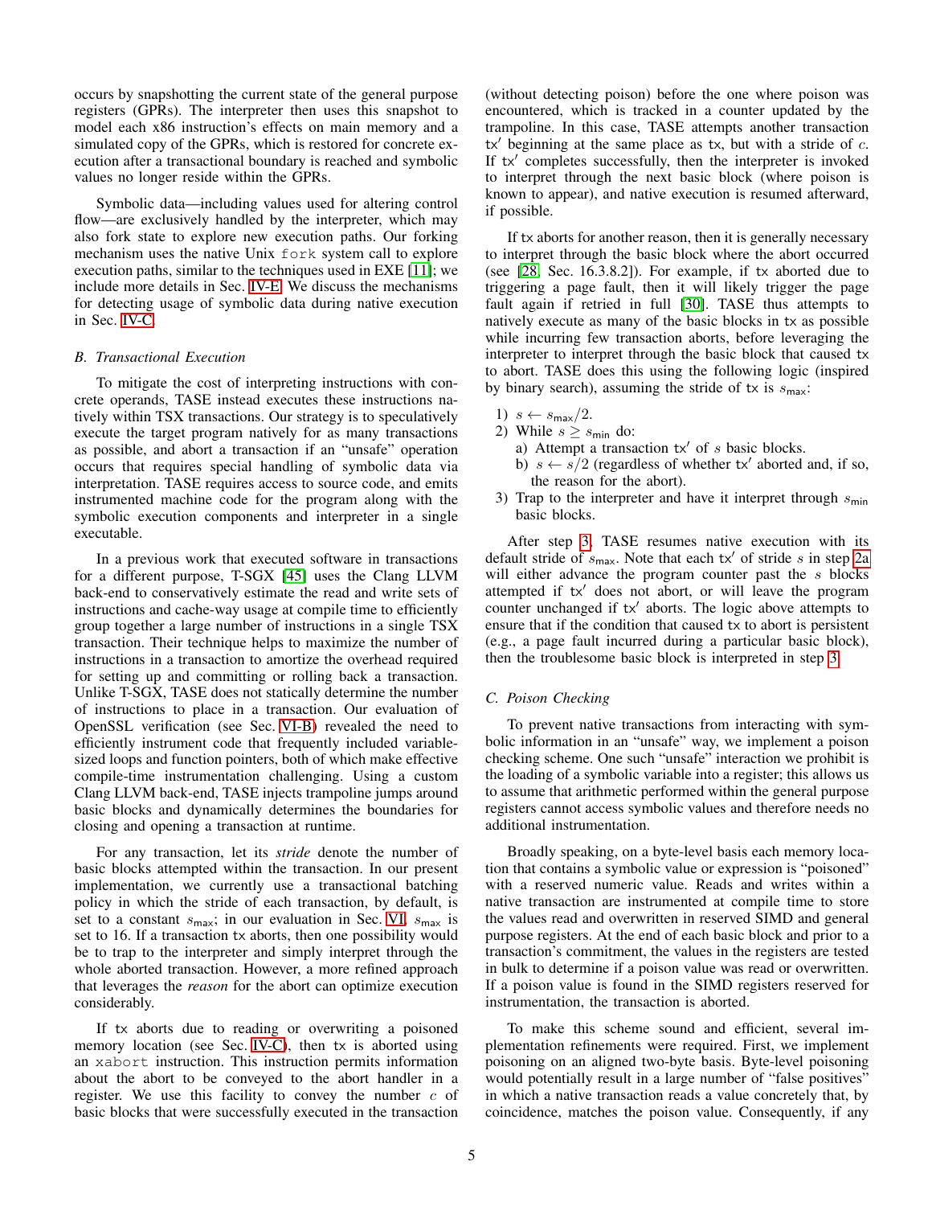occurs by snapshotting the current state of the general purpose registers (GPRs). The interpreter then uses this snapshot to model each x86 instruction's effects on main memory and a simulated copy of the GPRs, which is restored for concrete execution after a transactional boundary is reached and symbolic values no longer reside within the GPRs.

Symbolic data—including values used for altering control flow—are exclusively handled by the interpreter, which may also fork state to explore new execution paths. Our forking mechanism uses the native Unix `fork` system call to explore execution paths, similar to the techniques used in EXE [11]; we include more details in Sec. IV-E. We discuss the mechanisms for detecting usage of symbolic data during native execution in Sec. IV-C.

### B. Transactional Execution

To mitigate the cost of interpreting instructions with concrete operands, TASE instead executes these instructions natively within TSX transactions. Our strategy is to speculatively execute the target program natively for as many transactions as possible, and abort a transaction if an "unsafe" operation occurs that requires special handling of symbolic data via interpretation. TASE requires access to source code, and emits instrumented machine code for the program along with the symbolic execution components and interpreter in a single executable.

In a previous work that executed software in transactions for a different purpose, T-SGX [45] uses the Clang LLVM back-end to conservatively estimate the read and write sets of instructions and cache-way usage at compile time to efficiently group together a large number of instructions in a single TSX transaction. Their technique helps to maximize the number of instructions in a transaction to amortize the overhead required for setting up and committing or rolling back a transaction. Unlike T-SGX, TASE does not statically determine the number of instructions to place in a transaction. Our evaluation of OpenSSL verification (see Sec. VI-B) revealed the need to efficiently instrument code that frequently included variable-sized loops and function pointers, both of which make effective compile-time instrumentation challenging. Using a custom Clang LLVM back-end, TASE injects trampoline jumps around basic blocks and dynamically determines the boundaries for closing and opening a transaction at runtime.

For any transaction, let its *stride* denote the number of basic blocks attempted within the transaction. In our present implementation, we currently use a transactional batching policy in which the stride of each transaction, by default, is set to a constant $s_{\mathsf{max}}$; in our evaluation in Sec. VI, $s_{\mathsf{max}}$ is set to 16. If a transaction $\mathsf{tx}$ aborts, then one possibility would be to trap to the interpreter and simply interpret through the whole aborted transaction. However, a more refined approach that leverages the *reason* for the abort can optimize execution considerably.

If $\mathsf{tx}$ aborts due to reading or overwriting a poisoned memory location (see Sec. IV-C), then $\mathsf{tx}$ is aborted using an `xabort` instruction. This instruction permits information about the abort to be conveyed to the abort handler in a register. We use this facility to convey the number $c$ of basic blocks that were successfully executed in the transaction (without detecting poison) before the one where poison was encountered, which is tracked in a counter updated by the trampoline. In this case, TASE attempts another transaction $\mathsf{tx}'$ beginning at the same place as $\mathsf{tx}$, but with a stride of $c$. If $\mathsf{tx}'$ completes successfully, then the interpreter is invoked to interpret through the next basic block (where poison is known to appear), and native execution is resumed afterward, if possible.

If $\mathsf{tx}$ aborts for another reason, then it is generally necessary to interpret through the basic block where the abort occurred (see [28, Sec. 16.3.8.2]). For example, if $\mathsf{tx}$ aborted due to triggering a page fault, then it will likely trigger the page fault again if retried in full [30]. TASE thus attempts to natively execute as many of the basic blocks in $\mathsf{tx}$ as possible while incurring few transaction aborts, before leveraging the interpreter to interpret through the basic block that caused $\mathsf{tx}$ to abort. TASE does this using the following logic (inspired by binary search), assuming the stride of $\mathsf{tx}$ is $s_{\mathsf{max}}$:

1) $s \leftarrow s_{\mathsf{max}}/2$.
2) While $s \geq s_{\mathsf{min}}$ do:
   a) Attempt a transaction $\mathsf{tx}'$ of $s$ basic blocks.
   b) $s \leftarrow s/2$ (regardless of whether $\mathsf{tx}'$ aborted and, if so, the reason for the abort).
3) Trap to the interpreter and have it interpret through $s_{\mathsf{min}}$ basic blocks.

After step 3, TASE resumes native execution with its default stride of $s_{\mathsf{max}}$. Note that each $\mathsf{tx}'$ of stride $s$ in step 2a will either advance the program counter past the $s$ blocks attempted if $\mathsf{tx}'$ does not abort, or will leave the program counter unchanged if $\mathsf{tx}'$ aborts. The logic above attempts to ensure that if the condition that caused $\mathsf{tx}$ to abort is persistent (e.g., a page fault incurred during a particular basic block), then the troublesome basic block is interpreted in step 3.

### C. Poison Checking

To prevent native transactions from interacting with symbolic information in an "unsafe" way, we implement a poison checking scheme. One such "unsafe" interaction we prohibit is the loading of a symbolic variable into a register; this allows us to assume that arithmetic performed within the general purpose registers cannot access symbolic values and therefore needs no additional instrumentation.

Broadly speaking, on a byte-level basis each memory location that contains a symbolic value or expression is "poisoned" with a reserved numeric value. Reads and writes within a native transaction are instrumented at compile time to store the values read and overwritten in reserved SIMD and general purpose registers. At the end of each basic block and prior to a transaction's commitment, the values in the registers are tested in bulk to determine if a poison value was read or overwritten. If a poison value is found in the SIMD registers reserved for instrumentation, the transaction is aborted.

To make this scheme sound and efficient, several implementation refinements were required. First, we implement poisoning on an aligned two-byte basis. Byte-level poisoning would potentially result in a large number of "false positives" in which a native transaction reads a value concretely that, by coincidence, matches the poison value. Consequently, if any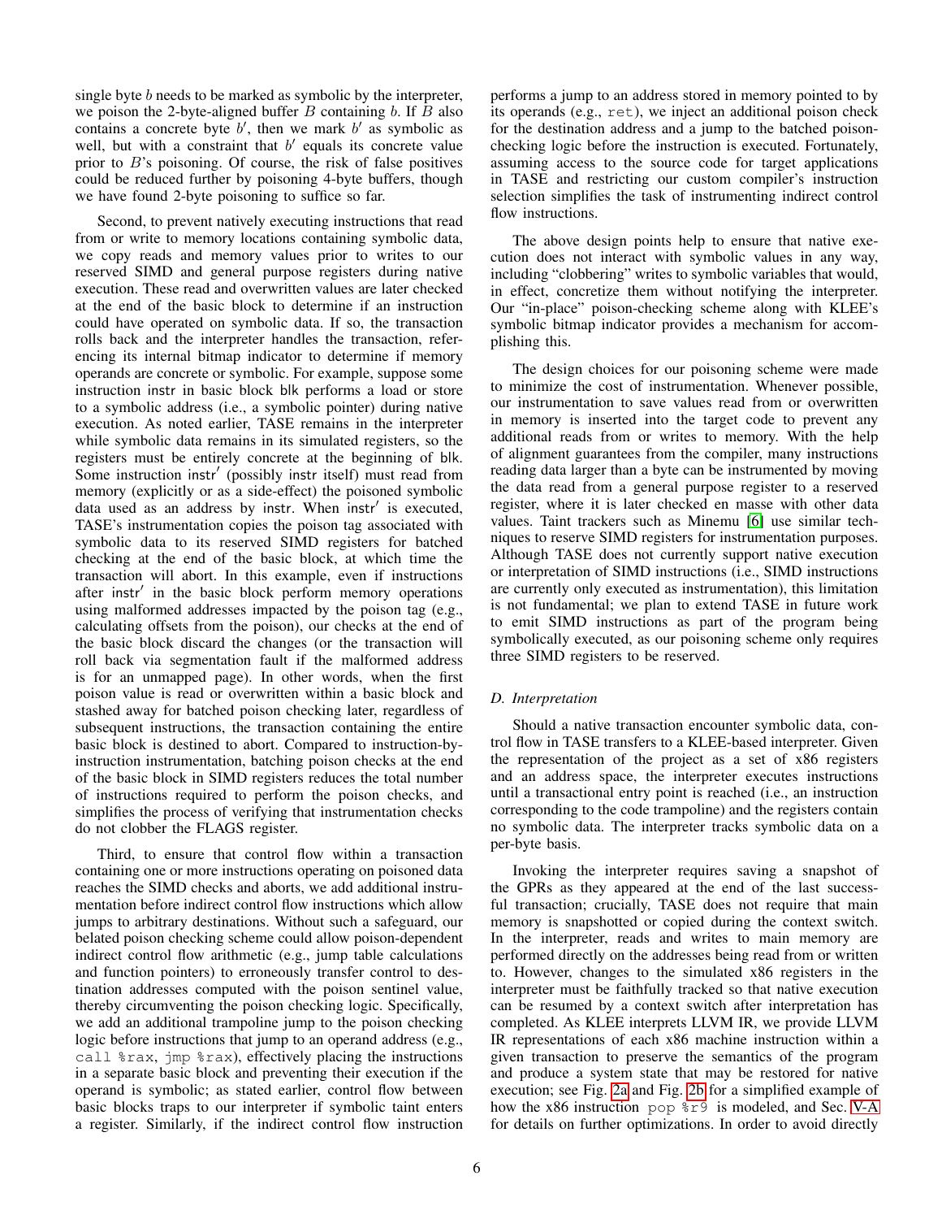single byte $b$ needs to be marked as symbolic by the interpreter, we poison the 2-byte-aligned buffer $B$ containing $b$. If $B$ also contains a concrete byte $b'$, then we mark $b'$ as symbolic as well, but with a constraint that $b'$ equals its concrete value prior to $B$'s poisoning. Of course, the risk of false positives could be reduced further by poisoning 4-byte buffers, though we have found 2-byte poisoning to suffice so far.

Second, to prevent natively executing instructions that read from or write to memory locations containing symbolic data, we copy reads and memory values prior to writes to our reserved SIMD and general purpose registers during native execution. These read and overwritten values are later checked at the end of the basic block to determine if an instruction could have operated on symbolic data. If so, the transaction rolls back and the interpreter handles the transaction, referencing its internal bitmap indicator to determine if memory operands are concrete or symbolic. For example, suppose some instruction $\mathsf{instr}$ in basic block $\mathsf{blk}$ performs a load or store to a symbolic address (i.e., a symbolic pointer) during native execution. As noted earlier, TASE remains in the interpreter while symbolic data remains in its simulated registers, so the registers must be entirely concrete at the beginning of $\mathsf{blk}$. Some instruction $\mathsf{instr}'$ (possibly $\mathsf{instr}$ itself) must read from memory (explicitly or as a side-effect) the poisoned symbolic data used as an address by $\mathsf{instr}$. When $\mathsf{instr}'$ is executed, TASE's instrumentation copies the poison tag associated with symbolic data to its reserved SIMD registers for batched checking at the end of the basic block, at which time the transaction will abort. In this example, even if instructions after $\mathsf{instr}'$ in the basic block perform memory operations using malformed addresses impacted by the poison tag (e.g., calculating offsets from the poison), our checks at the end of the basic block discard the changes (or the transaction will roll back via segmentation fault if the malformed address is for an unmapped page). In other words, when the first poison value is read or overwritten within a basic block and stashed away for batched poison checking later, regardless of subsequent instructions, the transaction containing the entire basic block is destined to abort. Compared to instruction-by-instruction instrumentation, batching poison checks at the end of the basic block in SIMD registers reduces the total number of instructions required to perform the poison checks, and simplifies the process of verifying that instrumentation checks do not clobber the FLAGS register.

Third, to ensure that control flow within a transaction containing one or more instructions operating on poisoned data reaches the SIMD checks and aborts, we add additional instrumentation before indirect control flow instructions which allow jumps to arbitrary destinations. Without such a safeguard, our belated poison checking scheme could allow poison-dependent indirect control flow arithmetic (e.g., jump table calculations and function pointers) to erroneously transfer control to destination addresses computed with the poison sentinel value, thereby circumventing the poison checking logic. Specifically, we add an additional trampoline jump to the poison checking logic before instructions that jump to an operand address (e.g., `call %rax`, `jmp %rax`), effectively placing the instructions in a separate basic block and preventing their execution if the operand is symbolic; as stated earlier, control flow between basic blocks traps to our interpreter if symbolic taint enters a register. Similarly, if the indirect control flow instruction performs a jump to an address stored in memory pointed to by its operands (e.g., `ret`), we inject an additional poison check for the destination address and a jump to the batched poison-checking logic before the instruction is executed. Fortunately, assuming access to the source code for target applications in TASE and restricting our custom compiler's instruction selection simplifies the task of instrumenting indirect control flow instructions.

The above design points help to ensure that native execution does not interact with symbolic values in any way, including "clobbering" writes to symbolic variables that would, in effect, concretize them without notifying the interpreter. Our "in-place" poison-checking scheme along with KLEE's symbolic bitmap indicator provides a mechanism for accomplishing this.

The design choices for our poisoning scheme were made to minimize the cost of instrumentation. Whenever possible, our instrumentation to save values read from or overwritten in memory is inserted into the target code to prevent any additional reads from or writes to memory. With the help of alignment guarantees from the compiler, many instructions reading data larger than a byte can be instrumented by moving the data read from a general purpose register to a reserved register, where it is later checked en masse with other data values. Taint trackers such as Minemu [6] use similar techniques to reserve SIMD registers for instrumentation purposes. Although TASE does not currently support native execution or interpretation of SIMD instructions (i.e., SIMD instructions are currently only executed as instrumentation), this limitation is not fundamental; we plan to extend TASE in future work to emit SIMD instructions as part of the program being symbolically executed, as our poisoning scheme only requires three SIMD registers to be reserved.

### D. Interpretation

Should a native transaction encounter symbolic data, control flow in TASE transfers to a KLEE-based interpreter. Given the representation of the project as a set of x86 registers and an address space, the interpreter executes instructions until a transactional entry point is reached (i.e., an instruction corresponding to the code trampoline) and the registers contain no symbolic data. The interpreter tracks symbolic data on a per-byte basis.

Invoking the interpreter requires saving a snapshot of the GPRs as they appeared at the end of the last successful transaction; crucially, TASE does not require that main memory is snapshotted or copied during the context switch. In the interpreter, reads and writes to main memory are performed directly on the addresses being read from or written to. However, changes to the simulated x86 registers in the interpreter must be faithfully tracked so that native execution can be resumed by a context switch after interpretation has completed. As KLEE interprets LLVM IR, we provide LLVM IR representations of each x86 machine instruction within a given transaction to preserve the semantics of the program and produce a system state that may be restored for native execution; see Fig. 2a and Fig. 2b for a simplified example of how the x86 instruction `pop %r9` is modeled, and Sec. V-A for details on further optimizations. In order to avoid directly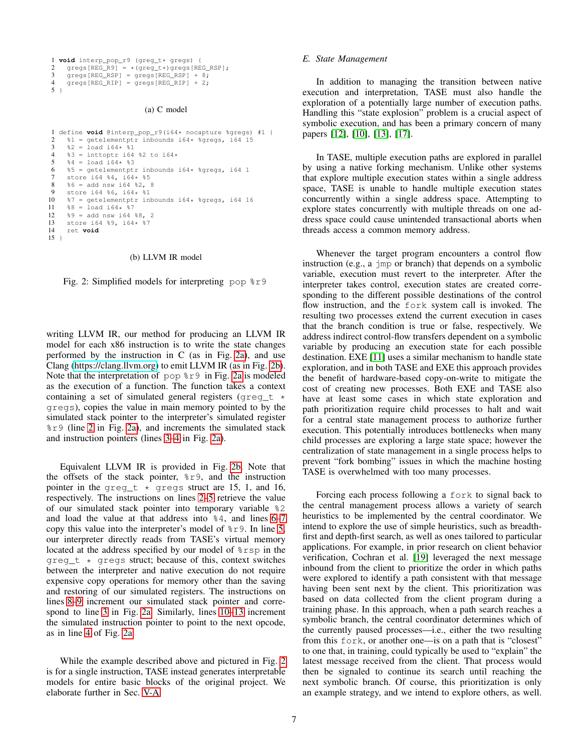```c
1 void interp_pop_r9 (greg_t* gregs) {
2   gregs[REG_R9] = *(greg_t*)gregs[REG_RSP];
3   gregs[REG_RSP] = gregs[REG_RSP] + 8;
4   gregs[REG_RIP] = gregs[REG_RIP] + 2;
5 }
```

(a) C model

```llvm
1  define void @interp_pop_r9(i64* nocapture %gregs) #1 {
2    %1 = getelementptr inbounds i64* %gregs, i64 15
3    %2 = load i64* %1
4    %3 = inttoptr i64 %2 to i64*
5    %4 = load i64* %3
6    %5 = getelementptr inbounds i64* %gregs, i64 1
7    store i64 %4, i64* %5
8    %6 = add nsw i64 %2, 8
9    store i64 %6, i64* %1
10   %7 = getelementptr inbounds i64* %gregs, i64 16
11   %8 = load i64* %7
12   %9 = add nsw i64 %8, 2
13   store i64 %9, i64* %7
14   ret void
15 }
```

(b) LLVM IR model

Fig. 2: Simplified models for interpreting `pop %r9`

writing LLVM IR, our method for producing an LLVM IR model for each x86 instruction is to write the state changes performed by the instruction in C (as in Fig. 2a), and use Clang (https://clang.llvm.org) to emit LLVM IR (as in Fig. 2b). Note that the interpretation of `pop %r9` in Fig. 2a is modeled as the execution of a function. The function takes a context containing a set of simulated general registers (`greg_t * gregs`), copies the value in main memory pointed to by the simulated stack pointer to the interpreter's simulated register `%r9` (line 2 in Fig. 2a), and increments the simulated stack and instruction pointers (lines 3–4 in Fig. 2a).

Equivalent LLVM IR is provided in Fig. 2b. Note that the offsets of the stack pointer, `%r9`, and the instruction pointer in the `greg_t * gregs` struct are 15, 1, and 16, respectively. The instructions on lines 2–5 retrieve the value of our simulated stack pointer into temporary variable `%2` and load the value at that address into `%4`, and lines 6–7 copy this value into the interpreter's model of `%r9`. In line 5, our interpreter directly reads from TASE's virtual memory located at the address specified by our model of `%rsp` in the `greg_t * gregs` struct; because of this, context switches between the interpreter and native execution do not require expensive copy operations for memory other than the saving and restoring of our simulated registers. The instructions on lines 8–9 increment our simulated stack pointer and correspond to line 3 in Fig. 2a. Similarly, lines 10–13 increment the simulated instruction pointer to point to the next opcode, as in line 4 of Fig. 2a.

While the example described above and pictured in Fig. 2 is for a single instruction, TASE instead generates interpretable models for entire basic blocks of the original project. We elaborate further in Sec. V-A.

### *E. State Management*

In addition to managing the transition between native execution and interpretation, TASE must also handle the exploration of a potentially large number of execution paths. Handling this "state explosion" problem is a crucial aspect of symbolic execution, and has been a primary concern of many papers [12], [10], [13], [17].

In TASE, multiple execution paths are explored in parallel by using a native forking mechanism. Unlike other systems that explore multiple execution states within a single address space, TASE is unable to handle multiple execution states concurrently within a single address space. Attempting to explore states concurrently with multiple threads on one address space could cause unintended transactional aborts when threads access a common memory address.

Whenever the target program encounters a control flow instruction (e.g., a `jmp` or branch) that depends on a symbolic variable, execution must revert to the interpreter. After the interpreter takes control, execution states are created corresponding to the different possible destinations of the control flow instruction, and the `fork` system call is invoked. The resulting two processes extend the current execution in cases that the branch condition is true or false, respectively. We address indirect control-flow transfers dependent on a symbolic variable by producing an execution state for each possible destination. EXE [11] uses a similar mechanism to handle state exploration, and in both TASE and EXE this approach provides the benefit of hardware-based copy-on-write to mitigate the cost of creating new processes. Both EXE and TASE also have at least some cases in which state exploration and path prioritization require child processes to halt and wait for a central state management process to authorize further execution. This potentially introduces bottlenecks when many child processes are exploring a large state space; however the centralization of state management in a single process helps to prevent "fork bombing" issues in which the machine hosting TASE is overwhelmed with too many processes.

Forcing each process following a `fork` to signal back to the central management process allows a variety of search heuristics to be implemented by the central coordinator. We intend to explore the use of simple heuristics, such as breadth-first and depth-first search, as well as ones tailored to particular applications. For example, in prior research on client behavior verification, Cochran et al. [19] leveraged the next message inbound from the client to prioritize the order in which paths were explored to identify a path consistent with that message having been sent next by the client. This prioritization was based on data collected from the client program during a training phase. In this approach, when a path search reaches a symbolic branch, the central coordinator determines which of the currently paused processes—i.e., either the two resulting from this `fork`, or another one—is on a path that is "closest" to one that, in training, could typically be used to "explain" the latest message received from the client. That process would then be signaled to continue its search until reaching the next symbolic branch. Of course, this prioritization is only an example strategy, and we intend to explore others, as well.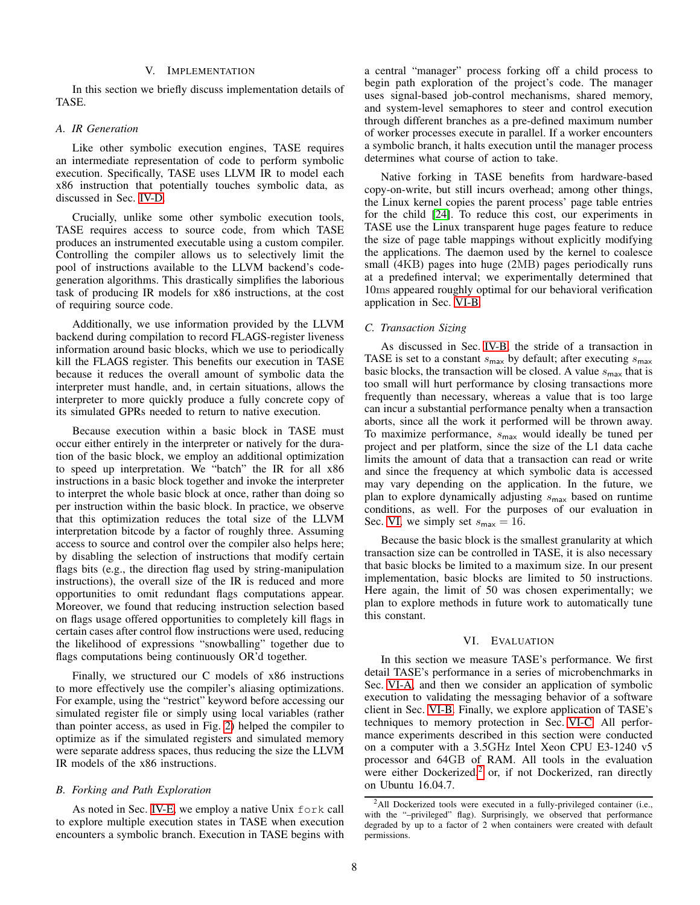## V. Implementation

In this section we briefly discuss implementation details of TASE.

### A. IR Generation

Like other symbolic execution engines, TASE requires an intermediate representation of code to perform symbolic execution. Specifically, TASE uses LLVM IR to model each x86 instruction that potentially touches symbolic data, as discussed in Sec. IV-D.

Crucially, unlike some other symbolic execution tools, TASE requires access to source code, from which TASE produces an instrumented executable using a custom compiler. Controlling the compiler allows us to selectively limit the pool of instructions available to the LLVM backend's code-generation algorithms. This drastically simplifies the laborious task of producing IR models for x86 instructions, at the cost of requiring source code.

Additionally, we use information provided by the LLVM backend during compilation to record FLAGS-register liveness information around basic blocks, which we use to periodically kill the FLAGS register. This benefits our execution in TASE because it reduces the overall amount of symbolic data the interpreter must handle, and, in certain situations, allows the interpreter to more quickly produce a fully concrete copy of its simulated GPRs needed to return to native execution.

Because execution within a basic block in TASE must occur either entirely in the interpreter or natively for the duration of the basic block, we employ an additional optimization to speed up interpretation. We "batch" the IR for all x86 instructions in a basic block together and invoke the interpreter to interpret the whole basic block at once, rather than doing so per instruction within the basic block. In practice, we observe that this optimization reduces the total size of the LLVM interpretation bitcode by a factor of roughly three. Assuming access to source and control over the compiler also helps here; by disabling the selection of instructions that modify certain flags bits (e.g., the direction flag used by string-manipulation instructions), the overall size of the IR is reduced and more opportunities to omit redundant flags computations appear. Moreover, we found that reducing instruction selection based on flags usage offered opportunities to completely kill flags in certain cases after control flow instructions were used, reducing the likelihood of expressions "snowballing" together due to flags computations being continuously OR'd together.

Finally, we structured our C models of x86 instructions to more effectively use the compiler's aliasing optimizations. For example, using the "restrict" keyword before accessing our simulated register file or simply using local variables (rather than pointer access, as used in Fig. 2) helped the compiler to optimize as if the simulated registers and simulated memory were separate address spaces, thus reducing the size the LLVM IR models of the x86 instructions.

### B. Forking and Path Exploration

As noted in Sec. IV-E, we employ a native Unix `fork` call to explore multiple execution states in TASE when execution encounters a symbolic branch. Execution in TASE begins with a central "manager" process forking off a child process to begin path exploration of the project's code. The manager uses signal-based job-control mechanisms, shared memory, and system-level semaphores to steer and control execution through different branches as a pre-defined maximum number of worker processes execute in parallel. If a worker encounters a symbolic branch, it halts execution until the manager process determines what course of action to take.

Native forking in TASE benefits from hardware-based copy-on-write, but still incurs overhead; among other things, the Linux kernel copies the parent process' page table entries for the child [24]. To reduce this cost, our experiments in TASE use the Linux transparent huge pages feature to reduce the size of page table mappings without explicitly modifying the applications. The daemon used by the kernel to coalesce small (4KB) pages into huge (2MB) pages periodically runs at a predefined interval; we experimentally determined that 10ms appeared roughly optimal for our behavioral verification application in Sec. VI-B.

### C. Transaction Sizing

As discussed in Sec. IV-B, the stride of a transaction in TASE is set to a constant $s_{\mathsf{max}}$ by default; after executing $s_{\mathsf{max}}$ basic blocks, the transaction will be closed. A value $s_{\mathsf{max}}$ that is too small will hurt performance by closing transactions more frequently than necessary, whereas a value that is too large can incur a substantial performance penalty when a transaction aborts, since all the work it performed will be thrown away. To maximize performance, $s_{\mathsf{max}}$ would ideally be tuned per project and per platform, since the size of the L1 data cache limits the amount of data that a transaction can read or write and since the frequency at which symbolic data is accessed may vary depending on the application. In the future, we plan to explore dynamically adjusting $s_{\mathsf{max}}$ based on runtime conditions, as well. For the purposes of our evaluation in Sec. VI, we simply set $s_{\mathsf{max}} = 16$.

Because the basic block is the smallest granularity at which transaction size can be controlled in TASE, it is also necessary that basic blocks be limited to a maximum size. In our present implementation, basic blocks are limited to 50 instructions. Here again, the limit of 50 was chosen experimentally; we plan to explore methods in future work to automatically tune this constant.

## VI. Evaluation

In this section we measure TASE's performance. We first detail TASE's performance in a series of microbenchmarks in Sec. VI-A, and then we consider an application of symbolic execution to validating the messaging behavior of a software client in Sec. VI-B. Finally, we explore application of TASE's techniques to memory protection in Sec. VI-C. All performance experiments described in this section were conducted on a computer with a 3.5GHz Intel Xeon CPU E3-1240 v5 processor and 64GB of RAM. All tools in the evaluation were either Dockerized[2] or, if not Dockerized, ran directly on Ubuntu 16.04.7.

[2] All Dockerized tools were executed in a fully-privileged container (i.e., with the "–privileged" flag). Surprisingly, we observed that performance degraded by up to a factor of 2 when containers were created with default permissions.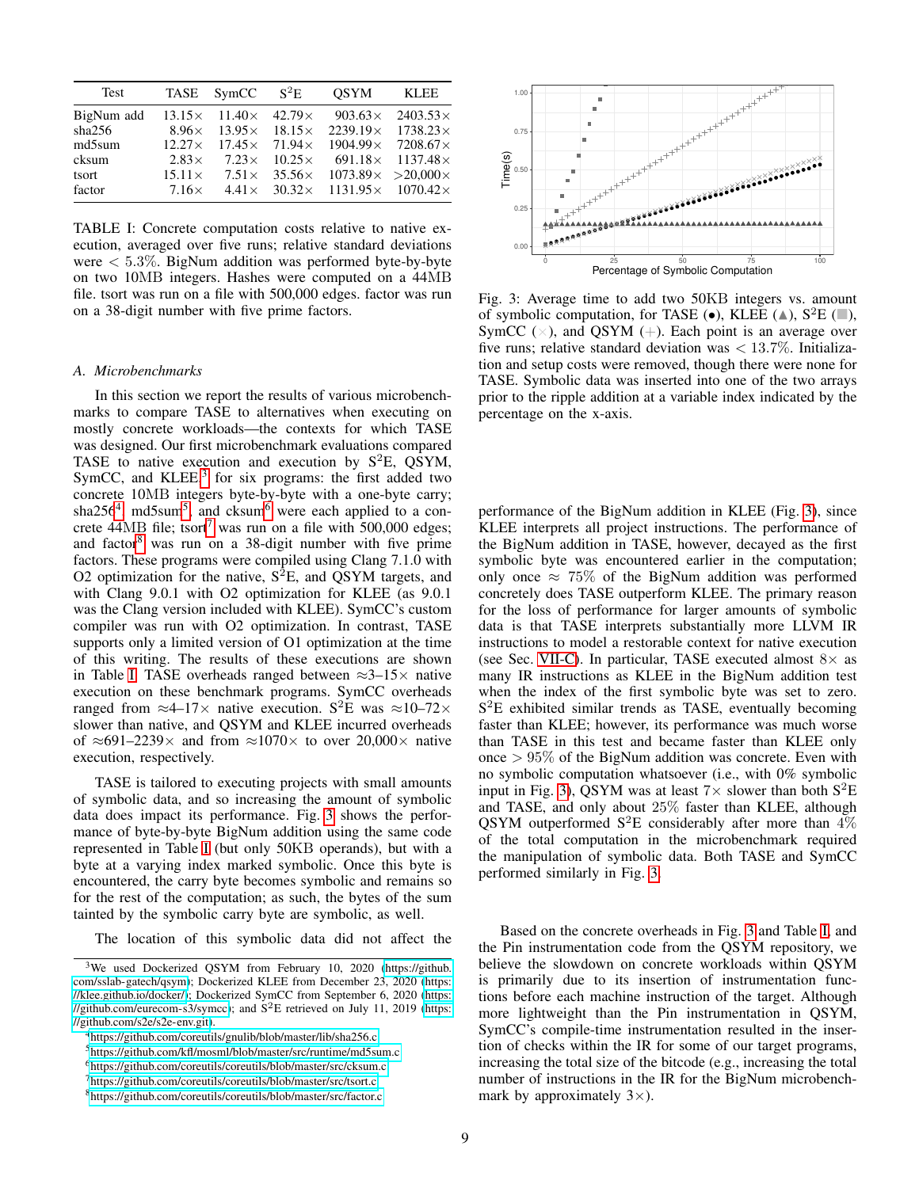| Test | TASE | SymCC | $S^2E$ | QSYM | KLEE |
|---|---|---|---|---|---|
| BigNum add | 13.15× | 11.40× | 42.79× | 903.63× | 2403.53× |
| sha256 | 8.96× | 13.95× | 18.15× | 2239.19× | 1738.23× |
| md5sum | 12.27× | 17.45× | 71.94× | 1904.99× | 7208.67× |
| cksum | 2.83× | 7.23× | 10.25× | 691.18× | 1137.48× |
| tsort | 15.11× | 7.51× | 35.56× | 1073.89× | >20,000× |
| factor | 7.16× | 4.41× | 30.32× | 1131.95× | 1070.42× |

TABLE I: Concrete computation costs relative to native execution, averaged over five runs; relative standard deviations were $< 5.3\%$. BigNum addition was performed byte-by-byte on two 10MB integers. Hashes were computed on a 44MB file. tsort was run on a file with 500,000 edges. factor was run on a 38-digit number with five prime factors.

### A. Microbenchmarks

In this section we report the results of various microbenchmarks to compare TASE to alternatives when executing on mostly concrete workloads—the contexts for which TASE was designed. Our first microbenchmark evaluations compared TASE to native execution and execution by $S^2E$, QSYM, SymCC, and KLEE[3] for six programs: the first added two concrete 10MB integers byte-by-byte with a one-byte carry; sha256[4], md5sum[5], and cksum[6] were each applied to a concrete 44MB file; tsort[7] was run on a file with 500,000 edges; and factor[8] was run on a 38-digit number with five prime factors. These programs were compiled using Clang 7.1.0 with O2 optimization for the native, $S^2E$, and QSYM targets, and with Clang 9.0.1 with O2 optimization for KLEE (as 9.0.1 was the Clang version included with KLEE). SymCC's custom compiler was run with O2 optimization. In contrast, TASE supports only a limited version of O1 optimization at the time of this writing. The results of these executions are shown in Table I. TASE overheads ranged between ≈3–15× native execution on these benchmark programs. SymCC overheads ranged from ≈4–17× native execution. $S^2E$ was ≈10–72× slower than native, and QSYM and KLEE incurred overheads of ≈691–2239× and from ≈1070× to over 20,000× native execution, respectively.

TASE is tailored to executing projects with small amounts of symbolic data, and so increasing the amount of symbolic data does impact its performance. Fig. 3 shows the performance of byte-by-byte BigNum addition using the same code represented in Table I (but only 50KB operands), but with a byte at a varying index marked symbolic. Once this byte is encountered, the carry byte becomes symbolic and remains so for the rest of the computation; as such, the bytes of the sum tainted by the symbolic carry byte are symbolic, as well.

The location of this symbolic data did not affect the performance of the BigNum addition in KLEE (Fig. 3), since KLEE interprets all project instructions. The performance of the BigNum addition in TASE, however, decayed as the first symbolic byte was encountered earlier in the computation; only once ≈ 75% of the BigNum addition was performed concretely does TASE outperform KLEE. The primary reason for the loss of performance for larger amounts of symbolic data is that TASE interprets substantially more LLVM IR instructions to model a restorable context for native execution (see Sec. VII-C). In particular, TASE executed almost 8× as many IR instructions as KLEE in the BigNum addition test when the index of the first symbolic byte was set to zero. $S^2E$ exhibited similar trends as TASE, eventually becoming faster than KLEE; however, its performance was much worse than TASE in this test and became faster than KLEE only once > 95% of the BigNum addition was concrete. Even with no symbolic computation whatsoever (i.e., with 0% symbolic input in Fig. 3), QSYM was at least 7× slower than both $S^2E$ and TASE, and only about 25% faster than KLEE, although QSYM outperformed $S^2E$ considerably after more than 4% of the total computation in the microbenchmark required the manipulation of symbolic data. Both TASE and SymCC performed similarly in Fig. 3.

Fig. 3: Average time to add two 50KB integers vs. amount of symbolic computation, for TASE (●), KLEE (▲), $S^2E$ (■), SymCC (×), and QSYM (+). Each point is an average over five runs; relative standard deviation was < 13.7%. Initialization and setup costs were removed, though there were none for TASE. Symbolic data was inserted into one of the two arrays prior to the ripple addition at a variable index indicated by the percentage on the x-axis.

Based on the concrete overheads in Fig. 3 and Table I, and the Pin instrumentation code from the QSYM repository, we believe the slowdown on concrete workloads within QSYM is primarily due to its insertion of instrumentation functions before each machine instruction of the target. Although more lightweight than the Pin instrumentation in QSYM, SymCC's compile-time instrumentation resulted in the insertion of checks within the IR for some of our target programs, increasing the total size of the bitcode (e.g., increasing the total number of instructions in the IR for the BigNum microbenchmark by approximately 3×).

[3] We used Dockerized QSYM from February 10, 2020 (https://github.com/sslab-gatech/qsym); Dockerized KLEE from December 23, 2020 (https://klee.github.io/docker/); Dockerized SymCC from September 6, 2020 (https://github.com/eurecom-s3/symcc); and $S^2E$ retrieved on July 11, 2019 (https://github.com/s2e/s2e-env.git).

[4] https://github.com/coreutils/gnulib/blob/master/lib/sha256.c

[5] https://github.com/kfl/mosml/blob/master/src/runtime/md5sum.c

[6] https://github.com/coreutils/coreutils/blob/master/src/cksum.c

[7] https://github.com/coreutils/coreutils/blob/master/src/tsort.c

[8] https://github.com/coreutils/coreutils/blob/master/src/factor.c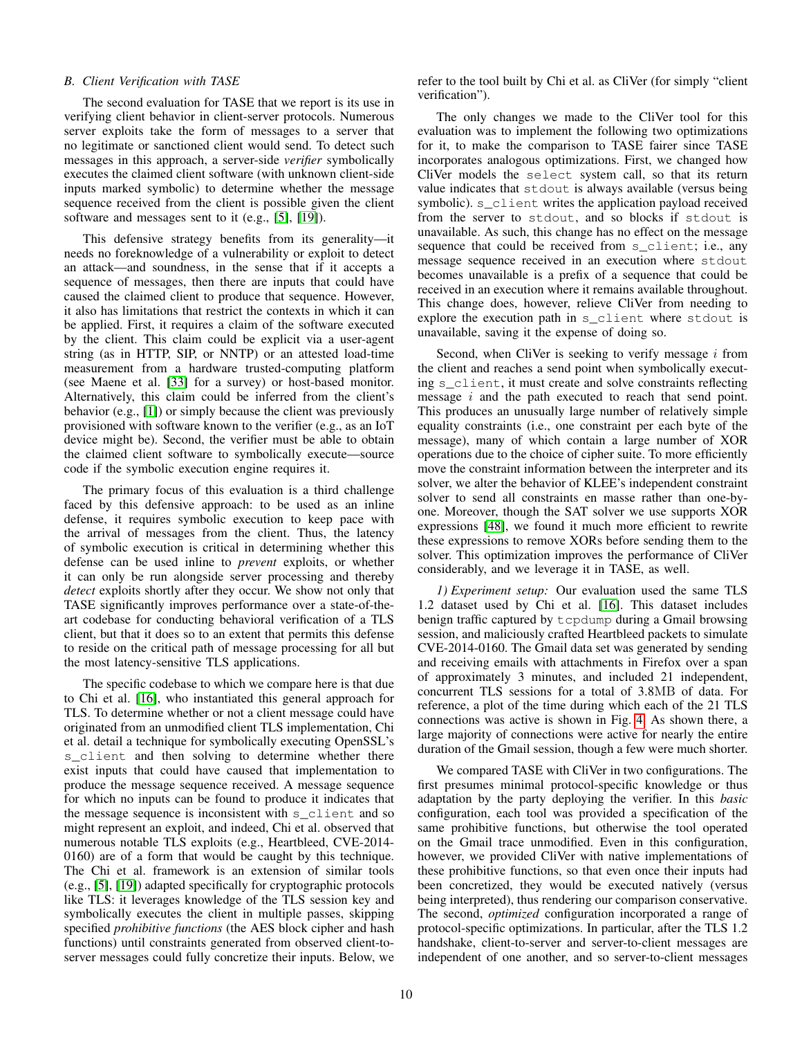### B. Client Verification with TASE

The second evaluation for TASE that we report is its use in verifying client behavior in client-server protocols. Numerous server exploits take the form of messages to a server that no legitimate or sanctioned client would send. To detect such messages in this approach, a server-side *verifier* symbolically executes the claimed client software (with unknown client-side inputs marked symbolic) to determine whether the message sequence received from the client is possible given the client software and messages sent to it (e.g., [5], [19]).

This defensive strategy benefits from its generality—it needs no foreknowledge of a vulnerability or exploit to detect an attack—and soundness, in the sense that if it accepts a sequence of messages, then there are inputs that could have caused the claimed client to produce that sequence. However, it also has limitations that restrict the contexts in which it can be applied. First, it requires a claim of the software executed by the client. This claim could be explicit via a user-agent string (as in HTTP, SIP, or NNTP) or an attested load-time measurement from a hardware trusted-computing platform (see Maene et al. [33] for a survey) or host-based monitor. Alternatively, this claim could be inferred from the client's behavior (e.g., [1]) or simply because the client was previously provisioned with software known to the verifier (e.g., as an IoT device might be). Second, the verifier must be able to obtain the claimed client software to symbolically execute—source code if the symbolic execution engine requires it.

The primary focus of this evaluation is a third challenge faced by this defensive approach: to be used as an inline defense, it requires symbolic execution to keep pace with the arrival of messages from the client. Thus, the latency of symbolic execution is critical in determining whether this defense can be used inline to *prevent* exploits, or whether it can only be run alongside server processing and thereby *detect* exploits shortly after they occur. We show not only that TASE significantly improves performance over a state-of-the-art codebase for conducting behavioral verification of a TLS client, but that it does so to an extent that permits this defense to reside on the critical path of message processing for all but the most latency-sensitive TLS applications.

The specific codebase to which we compare here is that due to Chi et al. [16], who instantiated this general approach for TLS. To determine whether or not a client message could have originated from an unmodified client TLS implementation, Chi et al. detail a technique for symbolically executing OpenSSL's `s_client` and then solving to determine whether there exist inputs that could have caused that implementation to produce the message sequence received. A message sequence for which no inputs can be found to produce it indicates that the message sequence is inconsistent with `s_client` and so might represent an exploit, and indeed, Chi et al. observed that numerous notable TLS exploits (e.g., Heartbleed, CVE-2014-0160) are of a form that would be caught by this technique. The Chi et al. framework is an extension of similar tools (e.g., [5], [19]) adapted specifically for cryptographic protocols like TLS: it leverages knowledge of the TLS session key and symbolically executes the client in multiple passes, skipping specified *prohibitive functions* (the AES block cipher and hash functions) until constraints generated from observed client-to-server messages could fully concretize their inputs. Below, we refer to the tool built by Chi et al. as CliVer (for simply "client verification").

The only changes we made to the CliVer tool for this evaluation was to implement the following two optimizations for it, to make the comparison to TASE fairer since TASE incorporates analogous optimizations. First, we changed how CliVer models the `select` system call, so that its return value indicates that `stdout` is always available (versus being symbolic). `s_client` writes the application payload received from the server to `stdout`, and so blocks if `stdout` is unavailable. As such, this change has no effect on the message sequence that could be received from `s_client`; i.e., any message sequence received in an execution where `stdout` becomes unavailable is a prefix of a sequence that could be received in an execution where it remains available throughout. This change does, however, relieve CliVer from needing to explore the execution path in `s_client` where `stdout` is unavailable, saving it the expense of doing so.

Second, when CliVer is seeking to verify message $i$ from the client and reaches a send point when symbolically executing `s_client`, it must create and solve constraints reflecting message $i$ and the path executed to reach that send point. This produces an unusually large number of relatively simple equality constraints (i.e., one constraint per each byte of the message), many of which contain a large number of XOR operations due to the choice of cipher suite. To more efficiently move the constraint information between the interpreter and its solver, we alter the behavior of KLEE's independent constraint solver to send all constraints en masse rather than one-by-one. Moreover, though the SAT solver we use supports XOR expressions [48], we found it much more efficient to rewrite these expressions to remove XORs before sending them to the solver. This optimization improves the performance of CliVer considerably, and we leverage it in TASE, as well.

*1) Experiment setup:* Our evaluation used the same TLS 1.2 dataset used by Chi et al. [16]. This dataset includes benign traffic captured by `tcpdump` during a Gmail browsing session, and maliciously crafted Heartbleed packets to simulate CVE-2014-0160. The Gmail data set was generated by sending and receiving emails with attachments in Firefox over a span of approximately 3 minutes, and included 21 independent, concurrent TLS sessions for a total of 3.8MB of data. For reference, a plot of the time during which each of the 21 TLS connections was active is shown in Fig. 4. As shown there, a large majority of connections were active for nearly the entire duration of the Gmail session, though a few were much shorter.

We compared TASE with CliVer in two configurations. The first presumes minimal protocol-specific knowledge or thus adaptation by the party deploying the verifier. In this *basic* configuration, each tool was provided a specification of the same prohibitive functions, but otherwise the tool operated on the Gmail trace unmodified. Even in this configuration, however, we provided CliVer with native implementations of these prohibitive functions, so that even once their inputs had been concretized, they would be executed natively (versus being interpreted), thus rendering our comparison conservative. The second, *optimized* configuration incorporated a range of protocol-specific optimizations. In particular, after the TLS 1.2 handshake, client-to-server and server-to-client messages are independent of one another, and so server-to-client messages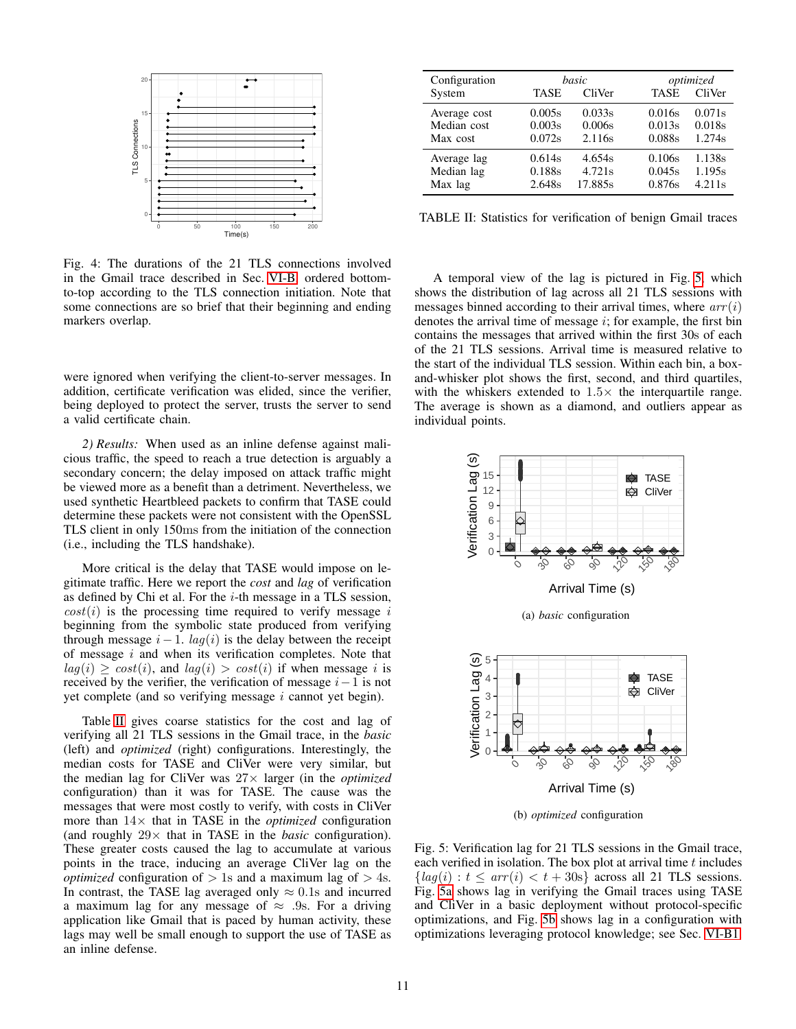Fig. 4: The durations of the 21 TLS connections involved in the Gmail trace described in Sec. VI-B, ordered bottom-to-top according to the TLS connection initiation. Note that some connections are so brief that their beginning and ending markers overlap.

were ignored when verifying the client-to-server messages. In addition, certificate verification was elided, since the verifier, being deployed to protect the server, trusts the server to send a valid certificate chain.

*2) Results:* When used as an inline defense against malicious traffic, the speed to reach a true detection is arguably a secondary concern; the delay imposed on attack traffic might be viewed more as a benefit than a detriment. Nevertheless, we used synthetic Heartbleed packets to confirm that TASE could determine these packets were not consistent with the OpenSSL TLS client in only 150ms from the initiation of the connection (i.e., including the TLS handshake).

More critical is the delay that TASE would impose on legitimate traffic. Here we report the *cost* and *lag* of verification as defined by Chi et al. For the $i$-th message in a TLS session, $cost(i)$ is the processing time required to verify message $i$ beginning from the symbolic state produced from verifying through message $i-1$. $lag(i)$ is the delay between the receipt of message $i$ and when its verification completes. Note that $lag(i) \geq cost(i)$, and $lag(i) > cost(i)$ if when message $i$ is received by the verifier, the verification of message $i-1$ is not yet complete (and so verifying message $i$ cannot yet begin).

Table II gives coarse statistics for the cost and lag of verifying all 21 TLS sessions in the Gmail trace, in the *basic* (left) and *optimized* (right) configurations. Interestingly, the median costs for TASE and CliVer were very similar, but the median lag for CliVer was 27× larger (in the *optimized* configuration) than it was for TASE. The cause was the messages that were most costly to verify, with costs in CliVer more than 14× that in TASE in the *optimized* configuration (and roughly 29× that in TASE in the *basic* configuration). These greater costs caused the lag to accumulate at various points in the trace, inducing an average CliVer lag on the *optimized* configuration of > 1s and a maximum lag of > 4s. In contrast, the TASE lag averaged only ≈ 0.1s and incurred a maximum lag for any message of ≈ .9s. For a driving application like Gmail that is paced by human activity, these lags may well be small enough to support the use of TASE as an inline defense.

| Configuration | *basic* | | *optimized* | |
|---|---|---|---|---|
| System | TASE | CliVer | TASE | CliVer |
| Average cost | 0.005s | 0.033s | 0.016s | 0.071s |
| Median cost | 0.003s | 0.006s | 0.013s | 0.018s |
| Max cost | 0.072s | 2.116s | 0.088s | 1.274s |
| Average lag | 0.614s | 4.654s | 0.106s | 1.138s |
| Median lag | 0.188s | 4.721s | 0.045s | 1.195s |
| Max lag | 2.648s | 17.885s | 0.876s | 4.211s |

TABLE II: Statistics for verification of benign Gmail traces

A temporal view of the lag is pictured in Fig. 5, which shows the distribution of lag across all 21 TLS sessions with messages binned according to their arrival times, where $arr(i)$ denotes the arrival time of message $i$; for example, the first bin contains the messages that arrived within the first 30s of each of the 21 TLS sessions. Arrival time is measured relative to the start of the individual TLS session. Within each bin, a box-and-whisker plot shows the first, second, and third quartiles, with the whiskers extended to 1.5× the interquartile range. The average is shown as a diamond, and outliers appear as individual points.

(a) *basic* configuration

(b) *optimized* configuration

Fig. 5: Verification lag for 21 TLS sessions in the Gmail trace, each verified in isolation. The box plot at arrival time $t$ includes $\{lag(i) : t \leq arr(i) < t + 30\text{s}\}$ across all 21 TLS sessions. Fig. 5a shows lag in verifying the Gmail traces using TASE and CliVer in a basic deployment without protocol-specific optimizations, and Fig. 5b shows lag in a configuration with optimizations leveraging protocol knowledge; see Sec. VI-B1.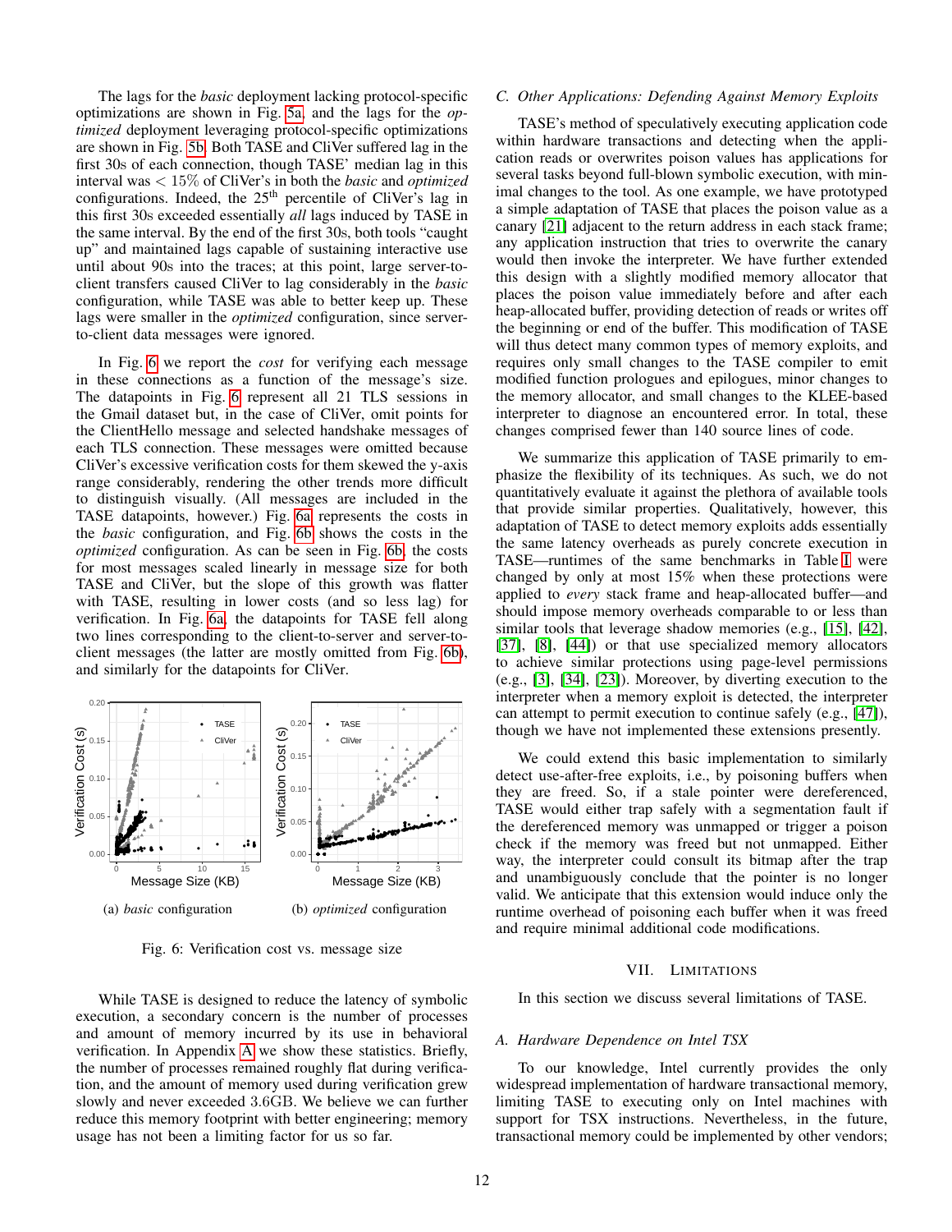The lags for the *basic* deployment lacking protocol-specific optimizations are shown in Fig. 5a, and the lags for the *optimized* deployment leveraging protocol-specific optimizations are shown in Fig. 5b. Both TASE and CliVer suffered lag in the first 30s of each connection, though TASE' median lag in this interval was $< 15\%$ of CliVer's in both the *basic* and *optimized* configurations. Indeed, the 25$^{\text{th}}$ percentile of CliVer's lag in this first 30s exceeded essentially *all* lags induced by TASE in the same interval. By the end of the first 30s, both tools "caught up" and maintained lags capable of sustaining interactive use until about 90s into the traces; at this point, large server-to-client transfers caused CliVer to lag considerably in the *basic* configuration, while TASE was able to better keep up. These lags were smaller in the *optimized* configuration, since server-to-client data messages were ignored.

In Fig. 6 we report the *cost* for verifying each message in these connections as a function of the message's size. The datapoints in Fig. 6 represent all 21 TLS sessions in the Gmail dataset but, in the case of CliVer, omit points for the ClientHello message and selected handshake messages of each TLS connection. These messages were omitted because CliVer's excessive verification costs for them skewed the y-axis range considerably, rendering the other trends more difficult to distinguish visually. (All messages are included in the TASE datapoints, however.) Fig. 6a represents the costs in the *basic* configuration, and Fig. 6b shows the costs in the *optimized* configuration. As can be seen in Fig. 6b, the costs for most messages scaled linearly in message size for both TASE and CliVer, but the slope of this growth was flatter with TASE, resulting in lower costs (and so less lag) for verification. In Fig. 6a, the datapoints for TASE fell along two lines corresponding to the client-to-server and server-to-client messages (the latter are mostly omitted from Fig. 6b), and similarly for the datapoints for CliVer.

(a) *basic* configuration

(b) *optimized* configuration

Fig. 6: Verification cost vs. message size

While TASE is designed to reduce the latency of symbolic execution, a secondary concern is the number of processes and amount of memory incurred by its use in behavioral verification. In Appendix A we show these statistics. Briefly, the number of processes remained roughly flat during verification, and the amount of memory used during verification grew slowly and never exceeded 3.6GB. We believe we can further reduce this memory footprint with better engineering; memory usage has not been a limiting factor for us so far.

### C. Other Applications: Defending Against Memory Exploits

TASE's method of speculatively executing application code within hardware transactions and detecting when the application reads or overwrites poison values has applications for several tasks beyond full-blown symbolic execution, with minimal changes to the tool. As one example, we have prototyped a simple adaptation of TASE that places the poison value as a canary [21] adjacent to the return address in each stack frame; any application instruction that tries to overwrite the canary would then invoke the interpreter. We have further extended this design with a slightly modified memory allocator that places the poison value immediately before and after each heap-allocated buffer, providing detection of reads or writes off the beginning or end of the buffer. This modification of TASE will thus detect many common types of memory exploits, and requires only small changes to the TASE compiler to emit modified function prologues and epilogues, minor changes to the memory allocator, and small changes to the KLEE-based interpreter to diagnose an encountered error. In total, these changes comprised fewer than 140 source lines of code.

We summarize this application of TASE primarily to emphasize the flexibility of its techniques. As such, we do not quantitatively evaluate it against the plethora of available tools that provide similar properties. Qualitatively, however, this adaptation of TASE to detect memory exploits adds essentially the same latency overheads as purely concrete execution in TASE—runtimes of the same benchmarks in Table I were changed by only at most 15% when these protections were applied to *every* stack frame and heap-allocated buffer—and should impose memory overheads comparable to or less than similar tools that leverage shadow memories (e.g., [15], [42], [37], [8], [44]) or that use specialized memory allocators to achieve similar protections using page-level permissions (e.g., [3], [34], [23]). Moreover, by diverting execution to the interpreter when a memory exploit is detected, the interpreter can attempt to permit execution to continue safely (e.g., [47]), though we have not implemented these extensions presently.

We could extend this basic implementation to similarly detect use-after-free exploits, i.e., by poisoning buffers when they are freed. So, if a stale pointer were dereferenced, TASE would either trap safely with a segmentation fault if the dereferenced memory was unmapped or trigger a poison check if the memory was freed but not unmapped. Either way, the interpreter could consult its bitmap after the trap and unambiguously conclude that the pointer is no longer valid. We anticipate that this extension would induce only the runtime overhead of poisoning each buffer when it was freed and require minimal additional code modifications.

## VII. Limitations

In this section we discuss several limitations of TASE.

### A. Hardware Dependence on Intel TSX

To our knowledge, Intel currently provides the only widespread implementation of hardware transactional memory, limiting TASE to executing only on Intel machines with support for TSX instructions. Nevertheless, in the future, transactional memory could be implemented by other vendors;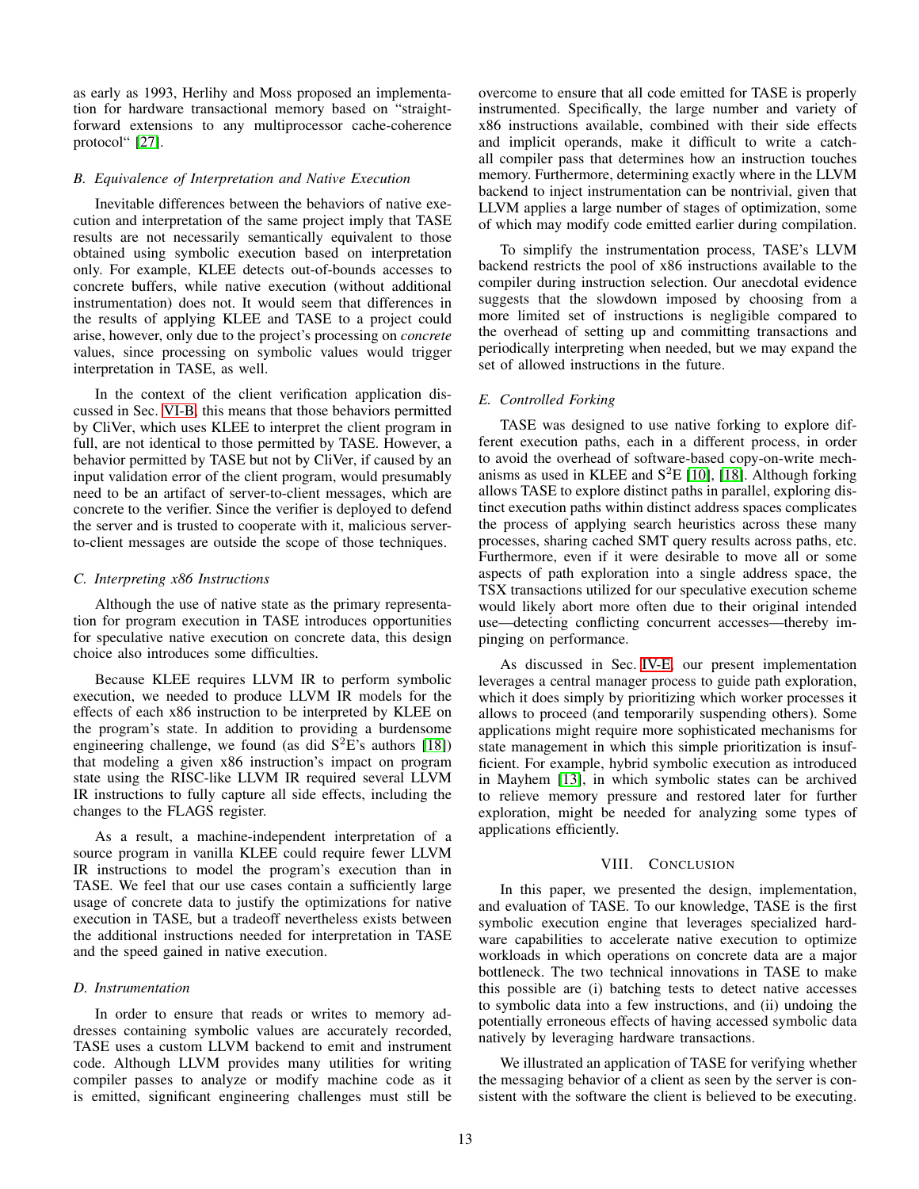as early as 1993, Herlihy and Moss proposed an implementation for hardware transactional memory based on "straightforward extensions to any multiprocessor cache-coherence protocol" [27].

### B. Equivalence of Interpretation and Native Execution

Inevitable differences between the behaviors of native execution and interpretation of the same project imply that TASE results are not necessarily semantically equivalent to those obtained using symbolic execution based on interpretation only. For example, KLEE detects out-of-bounds accesses to concrete buffers, while native execution (without additional instrumentation) does not. It would seem that differences in the results of applying KLEE and TASE to a project could arise, however, only due to the project's processing on *concrete* values, since processing on symbolic values would trigger interpretation in TASE, as well.

In the context of the client verification application discussed in Sec. VI-B, this means that those behaviors permitted by CliVer, which uses KLEE to interpret the client program in full, are not identical to those permitted by TASE. However, a behavior permitted by TASE but not by CliVer, if caused by an input validation error of the client program, would presumably need to be an artifact of server-to-client messages, which are concrete to the verifier. Since the verifier is deployed to defend the server and is trusted to cooperate with it, malicious server-to-client messages are outside the scope of those techniques.

### C. Interpreting x86 Instructions

Although the use of native state as the primary representation for program execution in TASE introduces opportunities for speculative native execution on concrete data, this design choice also introduces some difficulties.

Because KLEE requires LLVM IR to perform symbolic execution, we needed to produce LLVM IR models for the effects of each x86 instruction to be interpreted by KLEE on the program's state. In addition to providing a burdensome engineering challenge, we found (as did $S^2E$'s authors [18]) that modeling a given x86 instruction's impact on program state using the RISC-like LLVM IR required several LLVM IR instructions to fully capture all side effects, including the changes to the FLAGS register.

As a result, a machine-independent interpretation of a source program in vanilla KLEE could require fewer LLVM IR instructions to model the program's execution than in TASE. We feel that our use cases contain a sufficiently large usage of concrete data to justify the optimizations for native execution in TASE, but a tradeoff nevertheless exists between the additional instructions needed for interpretation in TASE and the speed gained in native execution.

### D. Instrumentation

In order to ensure that reads or writes to memory addresses containing symbolic values are accurately recorded, TASE uses a custom LLVM backend to emit and instrument code. Although LLVM provides many utilities for writing compiler passes to analyze or modify machine code as it is emitted, significant engineering challenges must still be overcome to ensure that all code emitted for TASE is properly instrumented. Specifically, the large number and variety of x86 instructions available, combined with their side effects and implicit operands, make it difficult to write a catch-all compiler pass that determines how an instruction touches memory. Furthermore, determining exactly where in the LLVM backend to inject instrumentation can be nontrivial, given that LLVM applies a large number of stages of optimization, some of which may modify code emitted earlier during compilation.

To simplify the instrumentation process, TASE's LLVM backend restricts the pool of x86 instructions available to the compiler during instruction selection. Our anecdotal evidence suggests that the slowdown imposed by choosing from a more limited set of instructions is negligible compared to the overhead of setting up and committing transactions and periodically interpreting when needed, but we may expand the set of allowed instructions in the future.

### E. Controlled Forking

TASE was designed to use native forking to explore different execution paths, each in a different process, in order to avoid the overhead of software-based copy-on-write mechanisms as used in KLEE and $S^2E$ [10], [18]. Although forking allows TASE to explore distinct paths in parallel, exploring distinct execution paths within distinct address spaces complicates the process of applying search heuristics across these many processes, sharing cached SMT query results across paths, etc. Furthermore, even if it were desirable to move all or some aspects of path exploration into a single address space, the TSX transactions utilized for our speculative execution scheme would likely abort more often due to their original intended use—detecting conflicting concurrent accesses—thereby impinging on performance.

As discussed in Sec. IV-E, our present implementation leverages a central manager process to guide path exploration, which it does simply by prioritizing which worker processes it allows to proceed (and temporarily suspending others). Some applications might require more sophisticated mechanisms for state management in which this simple prioritization is insufficient. For example, hybrid symbolic execution as introduced in Mayhem [13], in which symbolic states can be archived to relieve memory pressure and restored later for further exploration, might be needed for analyzing some types of applications efficiently.

## VIII. Conclusion

In this paper, we presented the design, implementation, and evaluation of TASE. To our knowledge, TASE is the first symbolic execution engine that leverages specialized hardware capabilities to accelerate native execution to optimize workloads in which operations on concrete data are a major bottleneck. The two technical innovations in TASE to make this possible are (i) batching tests to detect native accesses to symbolic data into a few instructions, and (ii) undoing the potentially erroneous effects of having accessed symbolic data natively by leveraging hardware transactions.

We illustrated an application of TASE for verifying whether the messaging behavior of a client as seen by the server is consistent with the software the client is believed to be executing.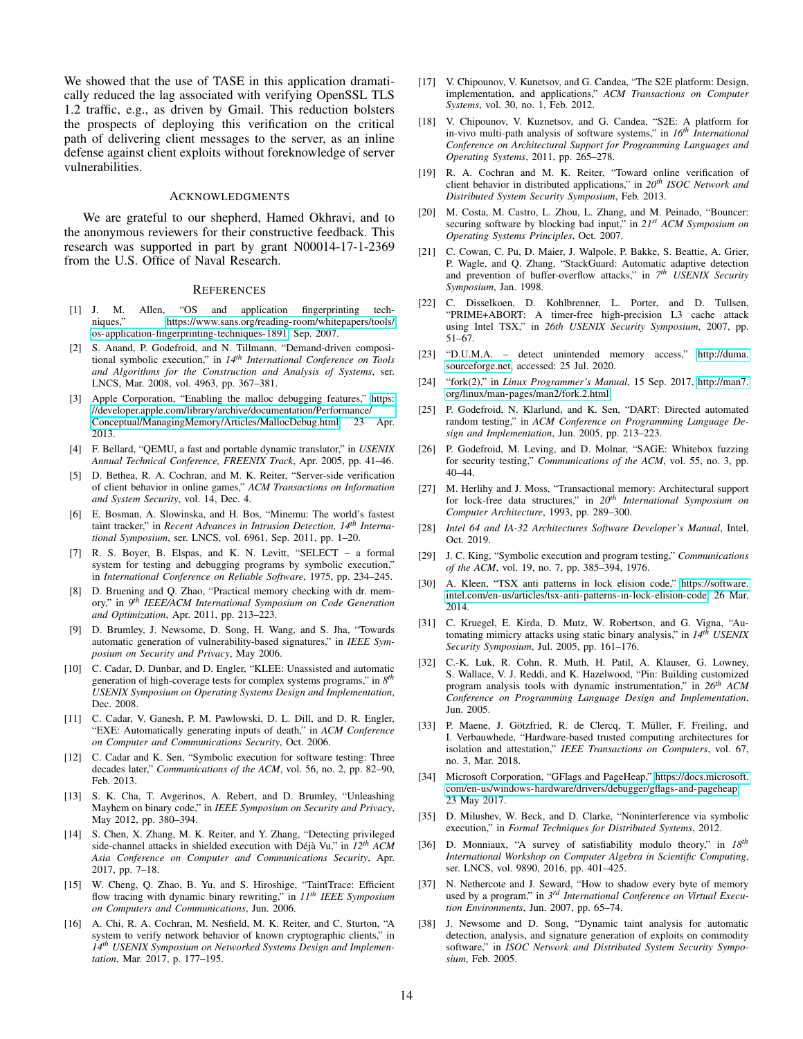We showed that the use of TASE in this application dramatically reduced the lag associated with verifying OpenSSL TLS 1.2 traffic, e.g., as driven by Gmail. This reduction bolsters the prospects of deploying this verification on the critical path of delivering client messages to the server, as an inline defense against client exploits without foreknowledge of server vulnerabilities.

## Acknowledgments

We are grateful to our shepherd, Hamed Okhravi, and to the anonymous reviewers for their constructive feedback. This research was supported in part by grant N00014-17-1-2369 from the U.S. Office of Naval Research.

## References

[1] J. M. Allen, "OS and application fingerprinting techniques," https://www.sans.org/reading-room/whitepapers/tools/os-application-fingerprinting-techniques-1891, Sep. 2007.

[2] S. Anand, P. Godefroid, and N. Tillmann, "Demand-driven compositional symbolic execution," in *14th International Conference on Tools and Algorithms for the Construction and Analysis of Systems*, ser. LNCS, Mar. 2008, vol. 4963, pp. 367–381.

[3] Apple Corporation, "Enabling the malloc debugging features," https://developer.apple.com/library/archive/documentation/Performance/Conceptual/ManagingMemory/Articles/MallocDebug.html, 23 Apr. 2013.

[4] F. Bellard, "QEMU, a fast and portable dynamic translator," in *USENIX Annual Technical Conference, FREENIX Track*, Apr. 2005, pp. 41–46.

[5] D. Bethea, R. A. Cochran, and M. K. Reiter, "Server-side verification of client behavior in online games," *ACM Transactions on Information and System Security*, vol. 14, Dec. 4.

[6] E. Bosman, A. Slowinska, and H. Bos, "Minemu: The world's fastest taint tracker," in *Recent Advances in Intrusion Detection, 14th International Symposium*, ser. LNCS, vol. 6961, Sep. 2011, pp. 1–20.

[7] R. S. Boyer, B. Elspas, and K. N. Levitt, "SELECT – a formal system for testing and debugging programs by symbolic execution," in *International Conference on Reliable Software*, 1975, pp. 234–245.

[8] D. Bruening and Q. Zhao, "Practical memory checking with dr. memory," in *9th IEEE/ACM International Symposium on Code Generation and Optimization*, Apr. 2011, pp. 213–223.

[9] D. Brumley, J. Newsome, D. Song, H. Wang, and S. Jha, "Towards automatic generation of vulnerability-based signatures," in *IEEE Symposium on Security and Privacy*, May 2006.

[10] C. Cadar, D. Dunbar, and D. Engler, "KLEE: Unassisted and automatic generation of high-coverage tests for complex systems programs," in *8th USENIX Symposium on Operating Systems Design and Implementation*, Dec. 2008.

[11] C. Cadar, V. Ganesh, P. M. Pawlowski, D. L. Dill, and D. R. Engler, "EXE: Automatically generating inputs of death," in *ACM Conference on Computer and Communications Security*, Oct. 2006.

[12] C. Cadar and K. Sen, "Symbolic execution for software testing: Three decades later," *Communications of the ACM*, vol. 56, no. 2, pp. 82–90, Feb. 2013.

[13] S. K. Cha, T. Avgerinos, A. Rebert, and D. Brumley, "Unleashing Mayhem on binary code," in *IEEE Symposium on Security and Privacy*, May 2012, pp. 380–394.

[14] S. Chen, X. Zhang, M. K. Reiter, and Y. Zhang, "Detecting privileged side-channel attacks in shielded execution with Déjà Vu," in *12th ACM Asia Conference on Computer and Communications Security*, Apr. 2017, pp. 7–18.

[15] W. Cheng, Q. Zhao, B. Yu, and S. Hiroshige, "TaintTrace: Efficient flow tracing with dynamic binary rewriting," in *11th IEEE Symposium on Computers and Communications*, Jun. 2006.

[16] A. Chi, R. A. Cochran, M. Nesfield, M. K. Reiter, and C. Sturton, "A system to verify network behavior of known cryptographic clients," in *14th USENIX Symposium on Networked Systems Design and Implementation*, Mar. 2017, p. 177–195.

[17] V. Chipounov, V. Kunetsov, and G. Candea, "The S2E platform: Design, implementation, and applications," *ACM Transactions on Computer Systems*, vol. 30, no. 1, Feb. 2012.

[18] V. Chipounov, V. Kuznetsov, and G. Candea, "S2E: A platform for in-vivo multi-path analysis of software systems," in *16th International Conference on Architectural Support for Programming Languages and Operating Systems*, 2011, pp. 265–278.

[19] R. A. Cochran and M. K. Reiter, "Toward online verification of client behavior in distributed applications," in *20th ISOC Network and Distributed System Security Symposium*, Feb. 2013.

[20] M. Costa, M. Castro, L. Zhou, L. Zhang, and M. Peinado, "Bouncer: securing software by blocking bad input," in *21st ACM Symposium on Operating Systems Principles*, Oct. 2007.

[21] C. Cowan, C. Pu, D. Maier, J. Walpole, P. Bakke, S. Beattie, A. Grier, P. Wagle, and Q. Zhang, "StackGuard: Automatic adaptive detection and prevention of buffer-overflow attacks," in *7th USENIX Security Symposium*, Jan. 1998.

[22] C. Disselkoen, D. Kohlbrenner, L. Porter, and D. Tullsen, "PRIME+ABORT: A timer-free high-precision L3 cache attack using Intel TSX," in *26th USENIX Security Symposium*, 2007, pp. 51–67.

[23] "D.U.M.A. – detect unintended memory access," http://duma.sourceforge.net, accessed: 25 Jul. 2020.

[24] "fork(2)," in *Linux Programmer's Manual*, 15 Sep. 2017, http://man7.org/linux/man-pages/man2/fork.2.html.

[25] P. Godefroid, N. Klarlund, and K. Sen, "DART: Directed automated random testing," in *ACM Conference on Programming Language Design and Implementation*, Jun. 2005, pp. 213–223.

[26] P. Godefroid, M. Leving, and D. Molnar, "SAGE: Whitebox fuzzing for security testing," *Communications of the ACM*, vol. 55, no. 3, pp. 40–44.

[27] M. Herlihy and J. Moss, "Transactional memory: Architectural support for lock-free data structures," in *20th International Symposium on Computer Architecture*, 1993, pp. 289–300.

[28] *Intel 64 and IA-32 Architectures Software Developer's Manual*, Intel, Oct. 2019.

[29] J. C. King, "Symbolic execution and program testing," *Communications of the ACM*, vol. 19, no. 7, pp. 385–394, 1976.

[30] A. Kleen, "TSX anti patterns in lock elision code," https://software.intel.com/en-us/articles/tsx-anti-patterns-in-lock-elision-code, 26 Mar. 2014.

[31] C. Kruegel, E. Kirda, D. Mutz, W. Robertson, and G. Vigna, "Automating mimicry attacks using static binary analysis," in *14th USENIX Security Symposium*, Jul. 2005, pp. 161–176.

[32] C.-K. Luk, R. Cohn, R. Muth, H. Patil, A. Klauser, G. Lowney, S. Wallace, V. J. Reddi, and K. Hazelwood, "Pin: Building customized program analysis tools with dynamic instrumentation," in *26th ACM Conference on Programming Language Design and Implementation*, Jun. 2005.

[33] P. Maene, J. Götzfried, R. de Clercq, T. Müller, F. Freiling, and I. Verbauwhede, "Hardware-based trusted computing architectures for isolation and attestation," *IEEE Transactions on Computers*, vol. 67, no. 3, Mar. 2018.

[34] Microsoft Corporation, "GFlags and PageHeap," https://docs.microsoft.com/en-us/windows-hardware/drivers/debugger/gflags-and-pageheap, 23 May 2017.

[35] D. Milushev, W. Beck, and D. Clarke, "Noninterference via symbolic execution," in *Formal Techniques for Distributed Systems*, 2012.

[36] D. Monniaux, "A survey of satisfiability modulo theory," in *18th International Workshop on Computer Algebra in Scientific Computing*, ser. LNCS, vol. 9890, 2016, pp. 401–425.

[37] N. Nethercote and J. Seward, "How to shadow every byte of memory used by a program," in *3rd International Conference on Virtual Execution Environments*, Jun. 2007, pp. 65–74.

[38] J. Newsome and D. Song, "Dynamic taint analysis for automatic detection, analysis, and signature generation of exploits on commodity software," in *ISOC Network and Distributed System Security Symposium*, Feb. 2005.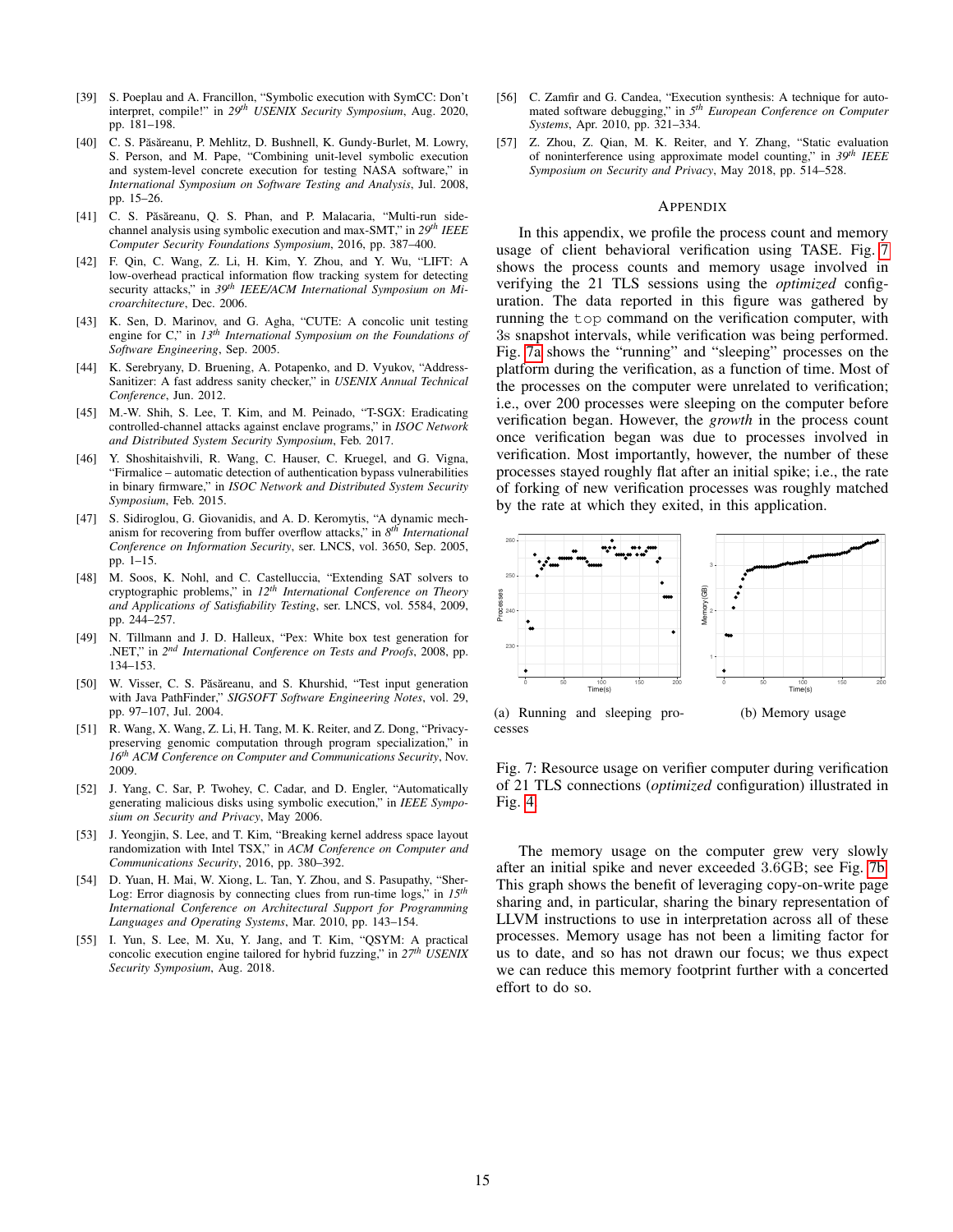[39] S. Poeplau and A. Francillon, "Symbolic execution with SymCC: Don't interpret, compile!" in *29th USENIX Security Symposium*, Aug. 2020, pp. 181–198.

[40] C. S. Păsăreanu, P. Mehlitz, D. Bushnell, K. Gundy-Burlet, M. Lowry, S. Person, and M. Pape, "Combining unit-level symbolic execution and system-level concrete execution for testing NASA software," in *International Symposium on Software Testing and Analysis*, Jul. 2008, pp. 15–26.

[41] C. S. Păsăreanu, Q. S. Phan, and P. Malacaria, "Multi-run side-channel analysis using symbolic execution and max-SMT," in *29th IEEE Computer Security Foundations Symposium*, 2016, pp. 387–400.

[42] F. Qin, C. Wang, Z. Li, H. Kim, Y. Zhou, and Y. Wu, "LIFT: A low-overhead practical information flow tracking system for detecting security attacks," in *39th IEEE/ACM International Symposium on Microarchitecture*, Dec. 2006.

[43] K. Sen, D. Marinov, and G. Agha, "CUTE: A concolic unit testing engine for C," in *13th International Symposium on the Foundations of Software Engineering*, Sep. 2005.

[44] K. Serebryany, D. Bruening, A. Potapenko, and D. Vyukov, "Address-Sanitizer: A fast address sanity checker," in *USENIX Annual Technical Conference*, Jun. 2012.

[45] M.-W. Shih, S. Lee, T. Kim, and M. Peinado, "T-SGX: Eradicating controlled-channel attacks against enclave programs," in *ISOC Network and Distributed System Security Symposium*, Feb. 2017.

[46] Y. Shoshitaishvili, R. Wang, C. Hauser, C. Kruegel, and G. Vigna, "Firmalice – automatic detection of authentication bypass vulnerabilities in binary firmware," in *ISOC Network and Distributed System Security Symposium*, Feb. 2015.

[47] S. Sidiroglou, G. Giovanidis, and A. D. Keromytis, "A dynamic mechanism for recovering from buffer overflow attacks," in *8th International Conference on Information Security*, ser. LNCS, vol. 3650, Sep. 2005, pp. 1–15.

[48] M. Soos, K. Nohl, and C. Castelluccia, "Extending SAT solvers to cryptographic problems," in *12th International Conference on Theory and Applications of Satisfiability Testing*, ser. LNCS, vol. 5584, 2009, pp. 244–257.

[49] N. Tillmann and J. D. Halleux, "Pex: White box test generation for .NET," in *2nd International Conference on Tests and Proofs*, 2008, pp. 134–153.

[50] W. Visser, C. S. Păsăreanu, and S. Khurshid, "Test input generation with Java PathFinder," *SIGSOFT Software Engineering Notes*, vol. 29, pp. 97–107, Jul. 2004.

[51] R. Wang, X. Wang, Z. Li, H. Tang, M. K. Reiter, and Z. Dong, "Privacy-preserving genomic computation through program specialization," in *16th ACM Conference on Computer and Communications Security*, Nov. 2009.

[52] J. Yang, C. Sar, P. Twohey, C. Cadar, and D. Engler, "Automatically generating malicious disks using symbolic execution," in *IEEE Symposium on Security and Privacy*, May 2006.

[53] J. Yeongjin, S. Lee, and T. Kim, "Breaking kernel address space layout randomization with Intel TSX," in *ACM Conference on Computer and Communications Security*, 2016, pp. 380–392.

[54] D. Yuan, H. Mai, W. Xiong, L. Tan, Y. Zhou, and S. Pasupathy, "SherLog: Error diagnosis by connecting clues from run-time logs," in *15th International Conference on Architectural Support for Programming Languages and Operating Systems*, Mar. 2010, pp. 143–154.

[55] I. Yun, S. Lee, M. Xu, Y. Jang, and T. Kim, "QSYM: A practical concolic execution engine tailored for hybrid fuzzing," in *27th USENIX Security Symposium*, Aug. 2018.

[56] C. Zamfir and G. Candea, "Execution synthesis: A technique for automated software debugging," in *5th European Conference on Computer Systems*, Apr. 2010, pp. 321–334.

[57] Z. Zhou, Z. Qian, M. K. Reiter, and Y. Zhang, "Static evaluation of noninterference using approximate model counting," in *39th IEEE Symposium on Security and Privacy*, May 2018, pp. 514–528.

# Appendix

In this appendix, we profile the process count and memory usage of client behavioral verification using TASE. Fig. 7 shows the process counts and memory usage involved in verifying the 21 TLS sessions using the *optimized* configuration. The data reported in this figure was gathered by running the `top` command on the verification computer, with 3s snapshot intervals, while verification was being performed. Fig. 7a shows the "running" and "sleeping" processes on the platform during the verification, as a function of time. Most of the processes on the computer were unrelated to verification; i.e., over 200 processes were sleeping on the computer before verification began. However, the *growth* in the process count once verification began was due to processes involved in verification. Most importantly, however, the number of these processes stayed roughly flat after an initial spike; i.e., the rate of forking of new verification processes was roughly matched by the rate at which they exited, in this application.

Processes
260
250
240
230
0 50 100 150 200
Time(s)

(a) Running and sleeping processes

Memory (GB)
3
2
1
0 50 100 150 200
Time(s)

(b) Memory usage

Fig. 7: Resource usage on verifier computer during verification of 21 TLS connections (*optimized* configuration) illustrated in Fig. 4

The memory usage on the computer grew very slowly after an initial spike and never exceeded 3.6GB; see Fig. 7b. This graph shows the benefit of leveraging copy-on-write page sharing and, in particular, sharing the binary representation of LLVM instructions to use in interpretation across all of these processes. Memory usage has not been a limiting factor for us to date, and so has not drawn our focus; we thus expect we can reduce this memory footprint further with a concerted effort to do so.